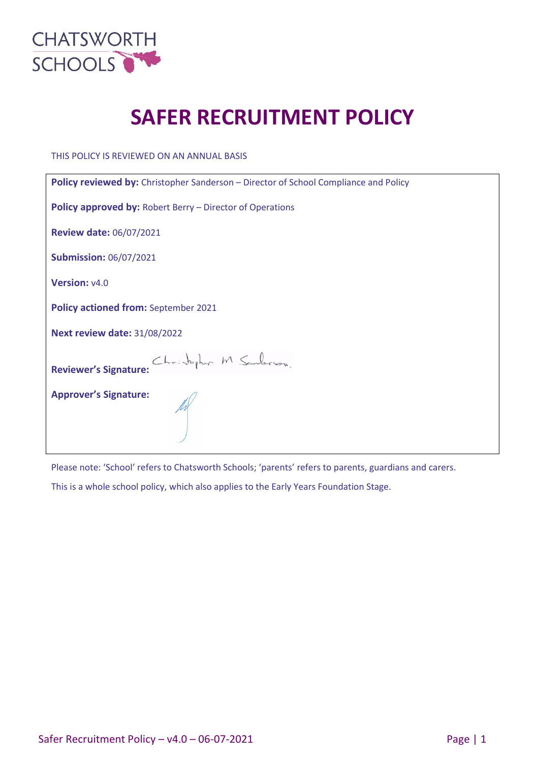CHATSWORTH SCHOOLS

# SAFER RECRUITMENT POLICY

THIS POLICY IS REVIEWED ON AN ANNUAL BASIS

**Policy reviewed by:** Christopher Sanderson – Director of School Compliance and Policy

**Policy approved by:** Robert Berry – Director of Operations

**Review date:** 06/07/2021

**Submission:** 06/07/2021

**Version:** v4.0

**Policy actioned from:** September 2021

**Next review date:** 31/08/2022

**Reviewer's Signature:** Christopher M Sanderson

**Approver's Signature:**

Please note: 'School' refers to Chatsworth Schools; 'parents' refers to parents, guardians and carers.

This is a whole school policy, which also applies to the Early Years Foundation Stage.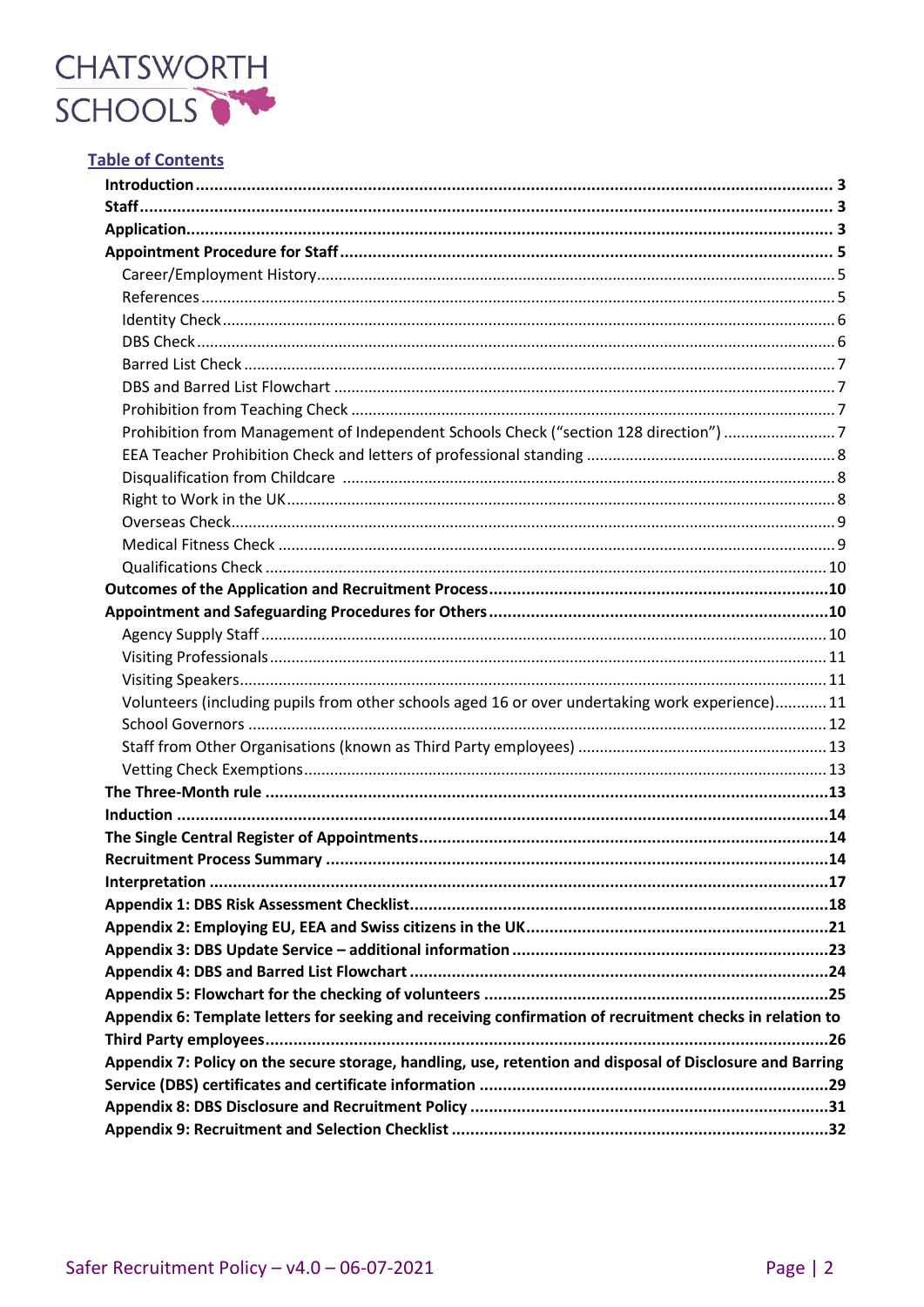CHATSWORTH SCHOOLS

## Table of Contents

- **Introduction** ..... 3
- **Staff** ..... 3
- **Application** ..... 3
- **Appointment Procedure for Staff** ..... 5
  - Career/Employment History ..... 5
  - References ..... 5
  - Identity Check ..... 6
  - DBS Check ..... 6
  - Barred List Check ..... 7
  - DBS and Barred List Flowchart ..... 7
  - Prohibition from Teaching Check ..... 7
  - Prohibition from Management of Independent Schools Check ("section 128 direction") ..... 7
  - EEA Teacher Prohibition Check and letters of professional standing ..... 8
  - Disqualification from Childcare ..... 8
  - Right to Work in the UK ..... 8
  - Overseas Check ..... 9
  - Medical Fitness Check ..... 9
  - Qualifications Check ..... 10
- **Outcomes of the Application and Recruitment Process** ..... 10
- **Appointment and Safeguarding Procedures for Others** ..... 10
  - Agency Supply Staff ..... 10
  - Visiting Professionals ..... 11
  - Visiting Speakers ..... 11
  - Volunteers (including pupils from other schools aged 16 or over undertaking work experience) ..... 11
  - School Governors ..... 12
  - Staff from Other Organisations (known as Third Party employees) ..... 13
  - Vetting Check Exemptions ..... 13
- **The Three-Month rule** ..... 13
- **Induction** ..... 14
- **The Single Central Register of Appointments** ..... 14
- **Recruitment Process Summary** ..... 14
- **Interpretation** ..... 17
- **Appendix 1: DBS Risk Assessment Checklist** ..... 18
- **Appendix 2: Employing EU, EEA and Swiss citizens in the UK** ..... 21
- **Appendix 3: DBS Update Service – additional information** ..... 23
- **Appendix 4: DBS and Barred List Flowchart** ..... 24
- **Appendix 5: Flowchart for the checking of volunteers** ..... 25
- **Appendix 6: Template letters for seeking and receiving confirmation of recruitment checks in relation to Third Party employees** ..... 26
- **Appendix 7: Policy on the secure storage, handling, use, retention and disposal of Disclosure and Barring Service (DBS) certificates and certificate information** ..... 29
- **Appendix 8: DBS Disclosure and Recruitment Policy** ..... 31
- **Appendix 9: Recruitment and Selection Checklist** ..... 32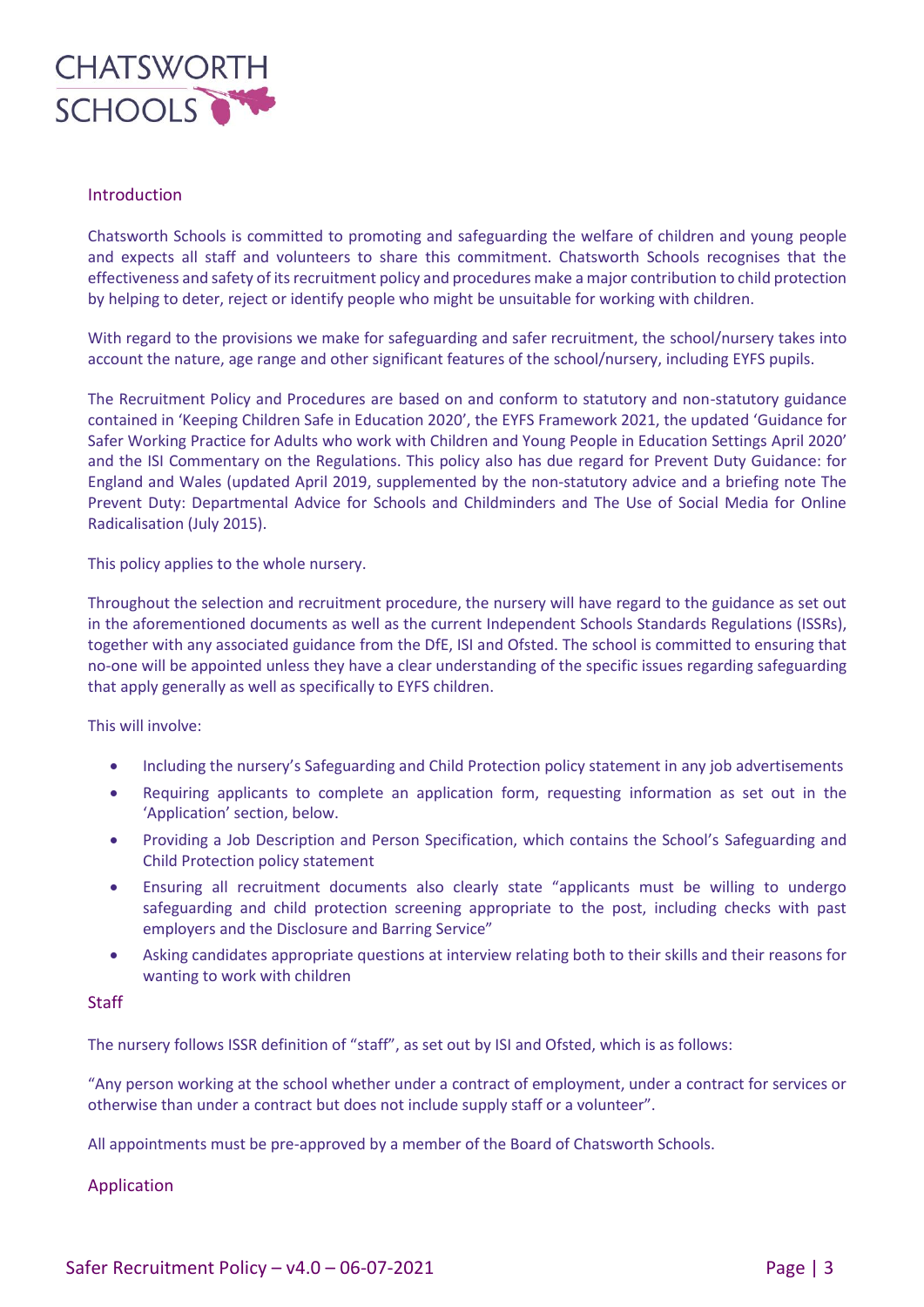## Introduction

Chatsworth Schools is committed to promoting and safeguarding the welfare of children and young people and expects all staff and volunteers to share this commitment. Chatsworth Schools recognises that the effectiveness and safety of its recruitment policy and procedures make a major contribution to child protection by helping to deter, reject or identify people who might be unsuitable for working with children.

With regard to the provisions we make for safeguarding and safer recruitment, the school/nursery takes into account the nature, age range and other significant features of the school/nursery, including EYFS pupils.

The Recruitment Policy and Procedures are based on and conform to statutory and non-statutory guidance contained in 'Keeping Children Safe in Education 2020', the EYFS Framework 2021, the updated 'Guidance for Safer Working Practice for Adults who work with Children and Young People in Education Settings April 2020' and the ISI Commentary on the Regulations. This policy also has due regard for Prevent Duty Guidance: for England and Wales (updated April 2019, supplemented by the non-statutory advice and a briefing note The Prevent Duty: Departmental Advice for Schools and Childminders and The Use of Social Media for Online Radicalisation (July 2015).

This policy applies to the whole nursery.

Throughout the selection and recruitment procedure, the nursery will have regard to the guidance as set out in the aforementioned documents as well as the current Independent Schools Standards Regulations (ISSRs), together with any associated guidance from the DfE, ISI and Ofsted. The school is committed to ensuring that no-one will be appointed unless they have a clear understanding of the specific issues regarding safeguarding that apply generally as well as specifically to EYFS children.

This will involve:

- Including the nursery's Safeguarding and Child Protection policy statement in any job advertisements
- Requiring applicants to complete an application form, requesting information as set out in the 'Application' section, below.
- Providing a Job Description and Person Specification, which contains the School's Safeguarding and Child Protection policy statement
- Ensuring all recruitment documents also clearly state "applicants must be willing to undergo safeguarding and child protection screening appropriate to the post, including checks with past employers and the Disclosure and Barring Service"
- Asking candidates appropriate questions at interview relating both to their skills and their reasons for wanting to work with children

## Staff

The nursery follows ISSR definition of "staff", as set out by ISI and Ofsted, which is as follows:

"Any person working at the school whether under a contract of employment, under a contract for services or otherwise than under a contract but does not include supply staff or a volunteer".

All appointments must be pre-approved by a member of the Board of Chatsworth Schools.

## Application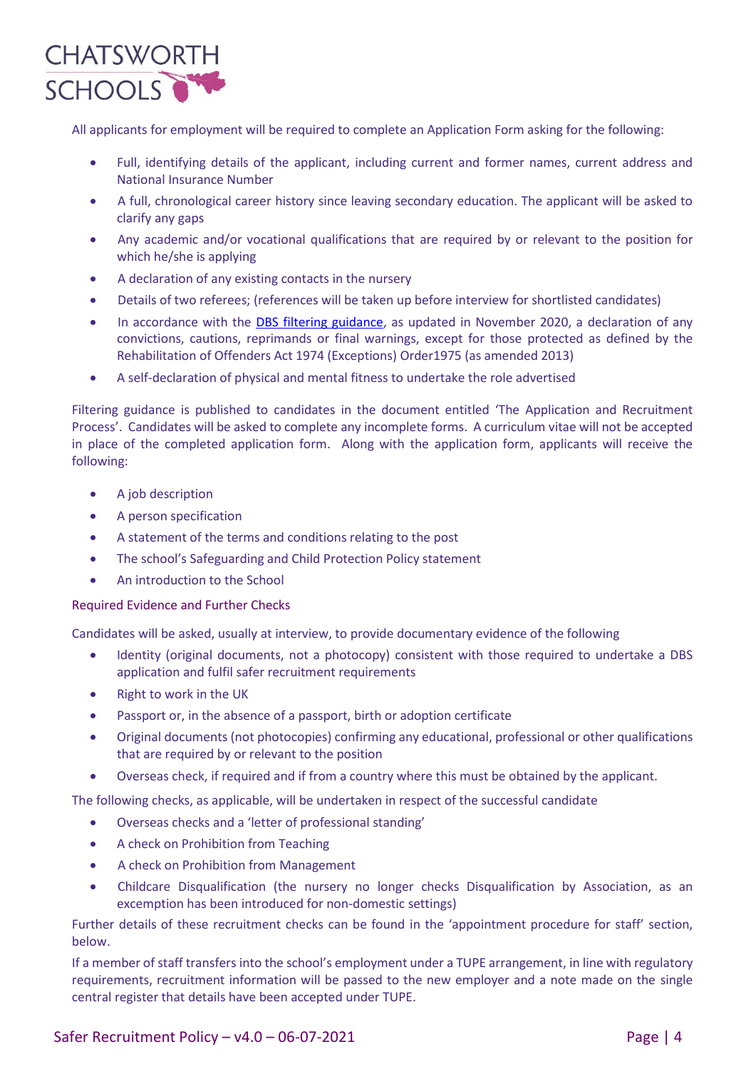All applicants for employment will be required to complete an Application Form asking for the following:

- Full, identifying details of the applicant, including current and former names, current address and National Insurance Number
- A full, chronological career history since leaving secondary education. The applicant will be asked to clarify any gaps
- Any academic and/or vocational qualifications that are required by or relevant to the position for which he/she is applying
- A declaration of any existing contacts in the nursery
- Details of two referees; (references will be taken up before interview for shortlisted candidates)
- In accordance with the [DBS filtering guidance](), as updated in November 2020, a declaration of any convictions, cautions, reprimands or final warnings, except for those protected as defined by the Rehabilitation of Offenders Act 1974 (Exceptions) Order1975 (as amended 2013)
- A self-declaration of physical and mental fitness to undertake the role advertised

Filtering guidance is published to candidates in the document entitled 'The Application and Recruitment Process'. Candidates will be asked to complete any incomplete forms. A curriculum vitae will not be accepted in place of the completed application form. Along with the application form, applicants will receive the following:

- A job description
- A person specification
- A statement of the terms and conditions relating to the post
- The school's Safeguarding and Child Protection Policy statement
- An introduction to the School

### Required Evidence and Further Checks

Candidates will be asked, usually at interview, to provide documentary evidence of the following

- Identity (original documents, not a photocopy) consistent with those required to undertake a DBS application and fulfil safer recruitment requirements
- Right to work in the UK
- Passport or, in the absence of a passport, birth or adoption certificate
- Original documents (not photocopies) confirming any educational, professional or other qualifications that are required by or relevant to the position
- Overseas check, if required and if from a country where this must be obtained by the applicant.

The following checks, as applicable, will be undertaken in respect of the successful candidate

- Overseas checks and a 'letter of professional standing'
- A check on Prohibition from Teaching
- A check on Prohibition from Management
- Childcare Disqualification (the nursery no longer checks Disqualification by Association, as an exception has been introduced for non-domestic settings)

Further details of these recruitment checks can be found in the 'appointment procedure for staff' section, below.

If a member of staff transfers into the school's employment under a TUPE arrangement, in line with regulatory requirements, recruitment information will be passed to the new employer and a note made on the single central register that details have been accepted under TUPE.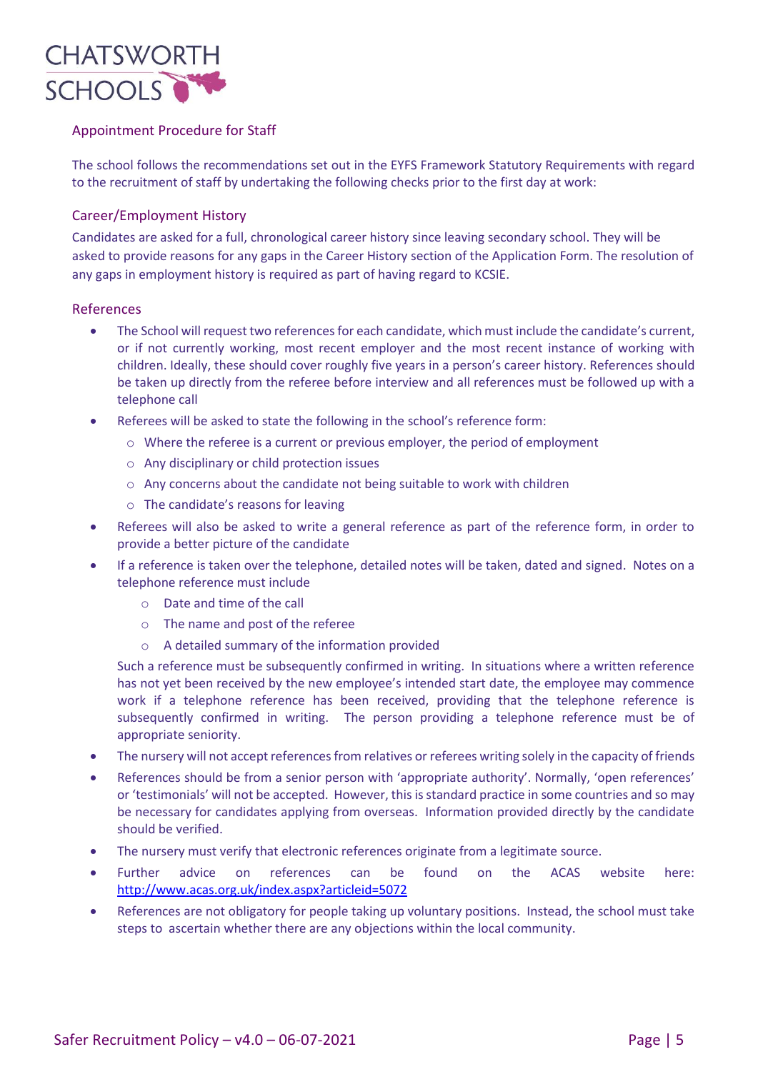## Appointment Procedure for Staff

The school follows the recommendations set out in the EYFS Framework Statutory Requirements with regard to the recruitment of staff by undertaking the following checks prior to the first day at work:

### Career/Employment History

Candidates are asked for a full, chronological career history since leaving secondary school. They will be asked to provide reasons for any gaps in the Career History section of the Application Form. The resolution of any gaps in employment history is required as part of having regard to KCSIE.

### References

- The School will request two references for each candidate, which must include the candidate's current, or if not currently working, most recent employer and the most recent instance of working with children. Ideally, these should cover roughly five years in a person's career history. References should be taken up directly from the referee before interview and all references must be followed up with a telephone call
- Referees will be asked to state the following in the school's reference form:
  - Where the referee is a current or previous employer, the period of employment
  - Any disciplinary or child protection issues
  - Any concerns about the candidate not being suitable to work with children
  - The candidate's reasons for leaving
- Referees will also be asked to write a general reference as part of the reference form, in order to provide a better picture of the candidate
- If a reference is taken over the telephone, detailed notes will be taken, dated and signed. Notes on a telephone reference must include
  - Date and time of the call
  - The name and post of the referee
  - A detailed summary of the information provided

  Such a reference must be subsequently confirmed in writing. In situations where a written reference has not yet been received by the new employee's intended start date, the employee may commence work if a telephone reference has been received, providing that the telephone reference is subsequently confirmed in writing. The person providing a telephone reference must be of appropriate seniority.
- The nursery will not accept references from relatives or referees writing solely in the capacity of friends
- References should be from a senior person with 'appropriate authority'. Normally, 'open references' or 'testimonials' will not be accepted. However, this is standard practice in some countries and so may be necessary for candidates applying from overseas. Information provided directly by the candidate should be verified.
- The nursery must verify that electronic references originate from a legitimate source.
- Further advice on references can be found on the ACAS website here: http://www.acas.org.uk/index.aspx?articleid=5072
- References are not obligatory for people taking up voluntary positions. Instead, the school must take steps to ascertain whether there are any objections within the local community.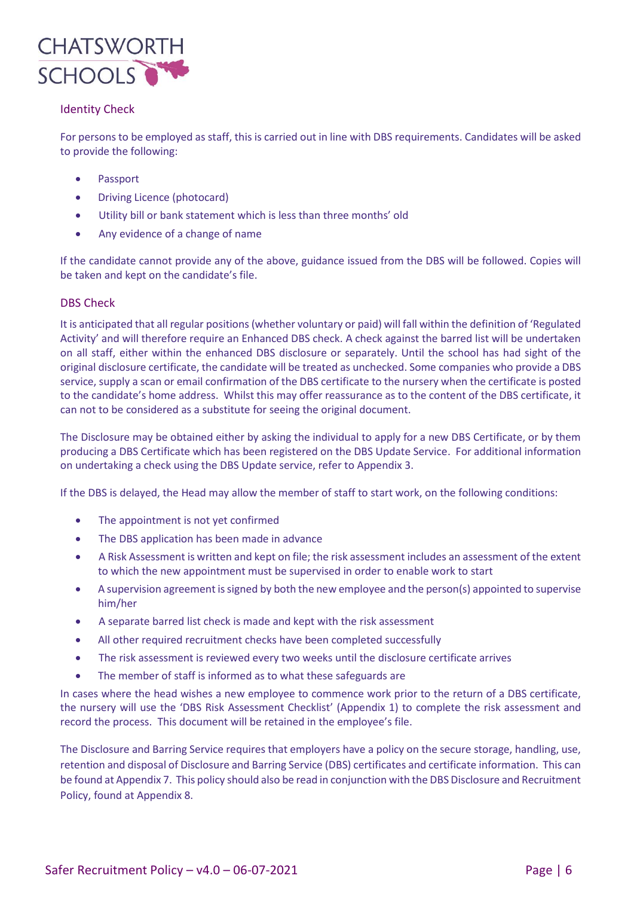## Identity Check

For persons to be employed as staff, this is carried out in line with DBS requirements. Candidates will be asked to provide the following:

- Passport
- Driving Licence (photocard)
- Utility bill or bank statement which is less than three months' old
- Any evidence of a change of name

If the candidate cannot provide any of the above, guidance issued from the DBS will be followed. Copies will be taken and kept on the candidate's file.

## DBS Check

It is anticipated that all regular positions (whether voluntary or paid) will fall within the definition of 'Regulated Activity' and will therefore require an Enhanced DBS check. A check against the barred list will be undertaken on all staff, either within the enhanced DBS disclosure or separately. Until the school has had sight of the original disclosure certificate, the candidate will be treated as unchecked. Some companies who provide a DBS service, supply a scan or email confirmation of the DBS certificate to the nursery when the certificate is posted to the candidate's home address. Whilst this may offer reassurance as to the content of the DBS certificate, it can not to be considered as a substitute for seeing the original document.

The Disclosure may be obtained either by asking the individual to apply for a new DBS Certificate, or by them producing a DBS Certificate which has been registered on the DBS Update Service. For additional information on undertaking a check using the DBS Update service, refer to Appendix 3.

If the DBS is delayed, the Head may allow the member of staff to start work, on the following conditions:

- The appointment is not yet confirmed
- The DBS application has been made in advance
- A Risk Assessment is written and kept on file; the risk assessment includes an assessment of the extent to which the new appointment must be supervised in order to enable work to start
- A supervision agreement is signed by both the new employee and the person(s) appointed to supervise him/her
- A separate barred list check is made and kept with the risk assessment
- All other required recruitment checks have been completed successfully
- The risk assessment is reviewed every two weeks until the disclosure certificate arrives
- The member of staff is informed as to what these safeguards are

In cases where the head wishes a new employee to commence work prior to the return of a DBS certificate, the nursery will use the 'DBS Risk Assessment Checklist' (Appendix 1) to complete the risk assessment and record the process. This document will be retained in the employee's file.

The Disclosure and Barring Service requires that employers have a policy on the secure storage, handling, use, retention and disposal of Disclosure and Barring Service (DBS) certificates and certificate information. This can be found at Appendix 7. This policy should also be read in conjunction with the DBS Disclosure and Recruitment Policy, found at Appendix 8.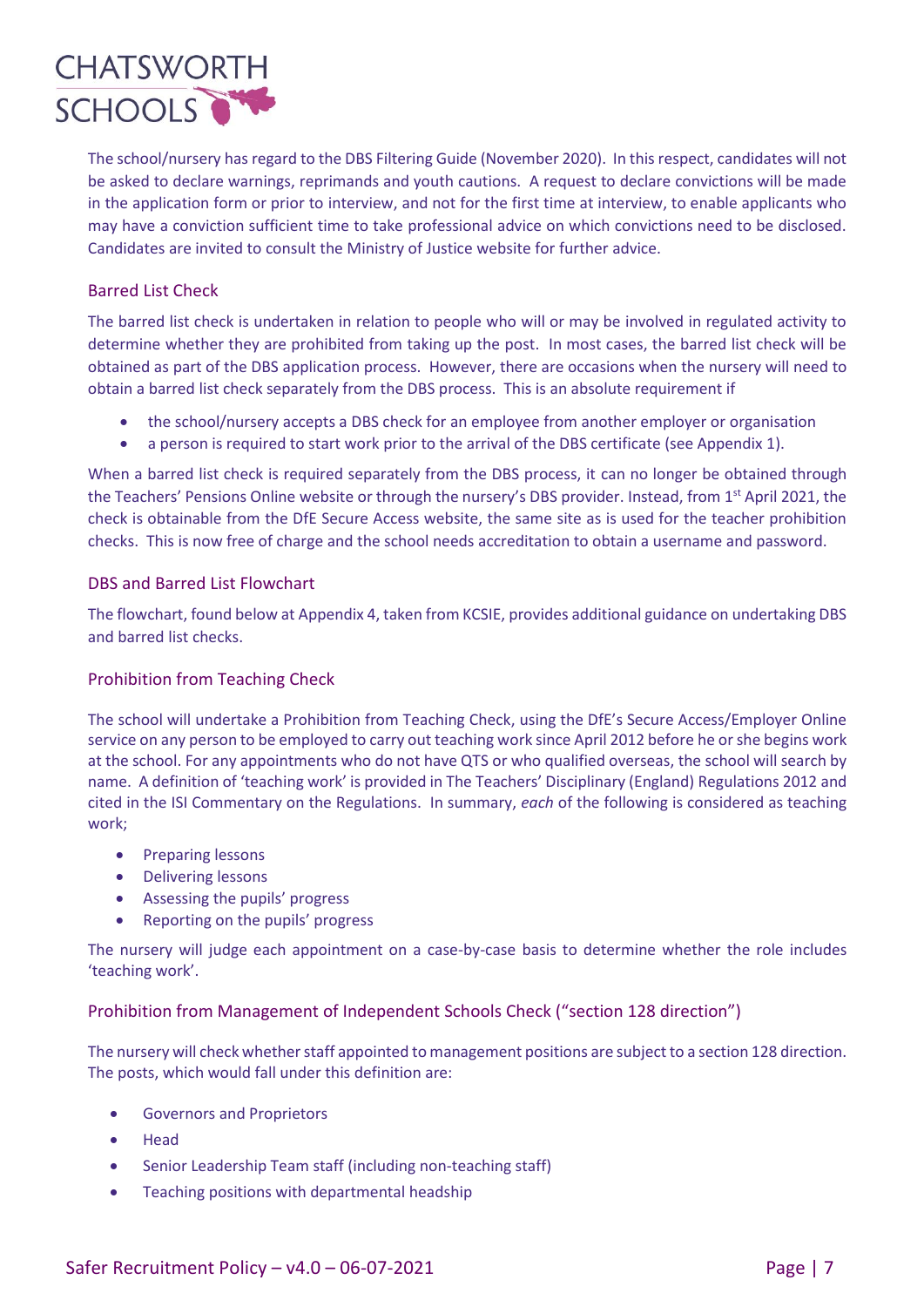The school/nursery has regard to the DBS Filtering Guide (November 2020). In this respect, candidates will not be asked to declare warnings, reprimands and youth cautions. A request to declare convictions will be made in the application form or prior to interview, and not for the first time at interview, to enable applicants who may have a conviction sufficient time to take professional advice on which convictions need to be disclosed. Candidates are invited to consult the Ministry of Justice website for further advice.

### Barred List Check

The barred list check is undertaken in relation to people who will or may be involved in regulated activity to determine whether they are prohibited from taking up the post. In most cases, the barred list check will be obtained as part of the DBS application process. However, there are occasions when the nursery will need to obtain a barred list check separately from the DBS process. This is an absolute requirement if

- the school/nursery accepts a DBS check for an employee from another employer or organisation
- a person is required to start work prior to the arrival of the DBS certificate (see Appendix 1).

When a barred list check is required separately from the DBS process, it can no longer be obtained through the Teachers' Pensions Online website or through the nursery's DBS provider. Instead, from 1st April 2021, the check is obtainable from the DfE Secure Access website, the same site as is used for the teacher prohibition checks. This is now free of charge and the school needs accreditation to obtain a username and password.

### DBS and Barred List Flowchart

The flowchart, found below at Appendix 4, taken from KCSIE, provides additional guidance on undertaking DBS and barred list checks.

### Prohibition from Teaching Check

The school will undertake a Prohibition from Teaching Check, using the DfE's Secure Access/Employer Online service on any person to be employed to carry out teaching work since April 2012 before he or she begins work at the school. For any appointments who do not have QTS or who qualified overseas, the school will search by name. A definition of 'teaching work' is provided in The Teachers' Disciplinary (England) Regulations 2012 and cited in the ISI Commentary on the Regulations. In summary, *each* of the following is considered as teaching work;

- Preparing lessons
- Delivering lessons
- Assessing the pupils' progress
- Reporting on the pupils' progress

The nursery will judge each appointment on a case-by-case basis to determine whether the role includes 'teaching work'.

### Prohibition from Management of Independent Schools Check ("section 128 direction")

The nursery will check whether staff appointed to management positions are subject to a section 128 direction. The posts, which would fall under this definition are:

- Governors and Proprietors
- Head
- Senior Leadership Team staff (including non-teaching staff)
- Teaching positions with departmental headship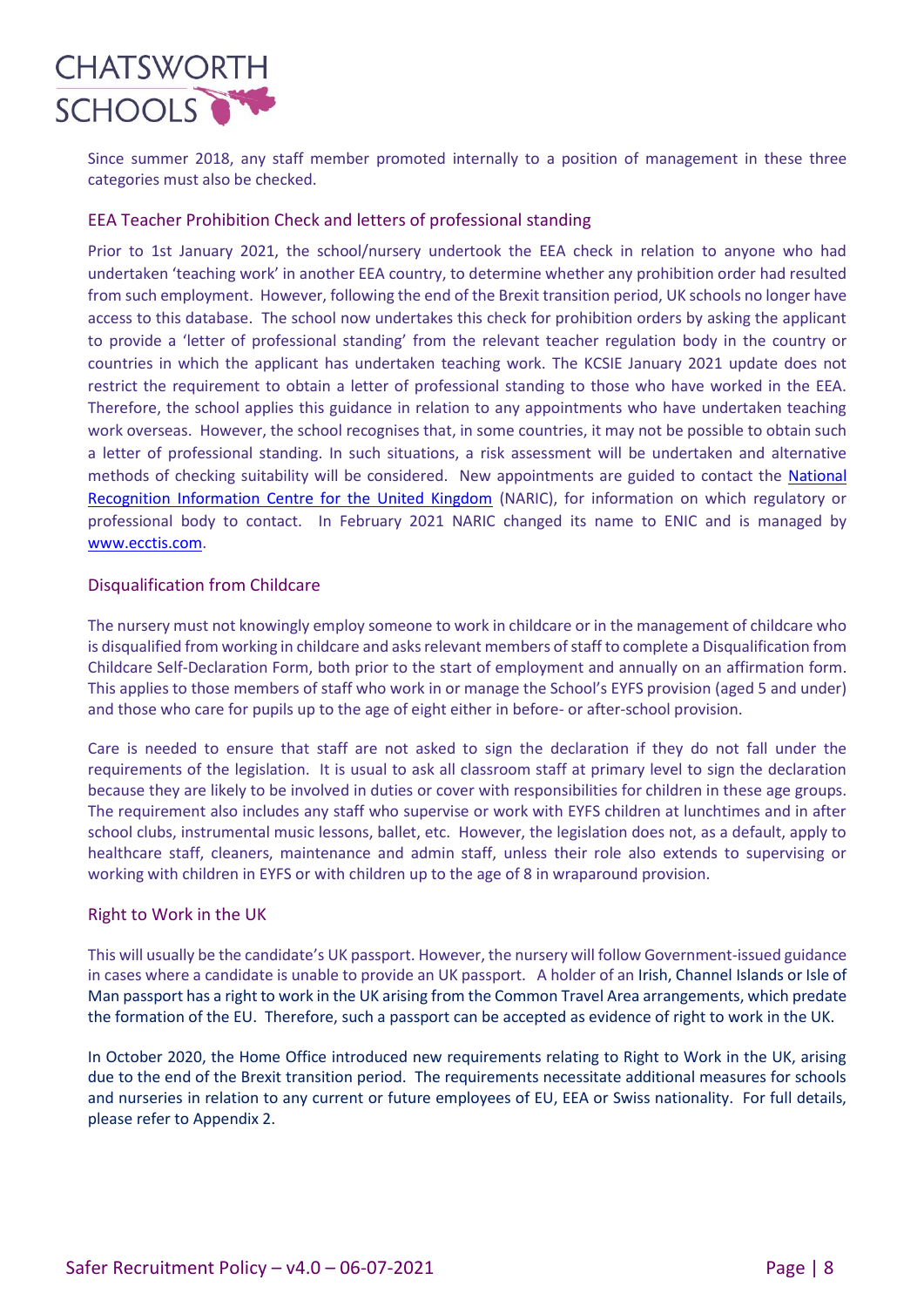Since summer 2018, any staff member promoted internally to a position of management in these three categories must also be checked.

### EEA Teacher Prohibition Check and letters of professional standing

Prior to 1st January 2021, the school/nursery undertook the EEA check in relation to anyone who had undertaken 'teaching work' in another EEA country, to determine whether any prohibition order had resulted from such employment. However, following the end of the Brexit transition period, UK schools no longer have access to this database. The school now undertakes this check for prohibition orders by asking the applicant to provide a 'letter of professional standing' from the relevant teacher regulation body in the country or countries in which the applicant has undertaken teaching work. The KCSIE January 2021 update does not restrict the requirement to obtain a letter of professional standing to those who have worked in the EEA. Therefore, the school applies this guidance in relation to any appointments who have undertaken teaching work overseas. However, the school recognises that, in some countries, it may not be possible to obtain such a letter of professional standing. In such situations, a risk assessment will be undertaken and alternative methods of checking suitability will be considered. New appointments are guided to contact the National Recognition Information Centre for the United Kingdom (NARIC), for information on which regulatory or professional body to contact. In February 2021 NARIC changed its name to ENIC and is managed by www.ecctis.com.

### Disqualification from Childcare

The nursery must not knowingly employ someone to work in childcare or in the management of childcare who is disqualified from working in childcare and asks relevant members of staff to complete a Disqualification from Childcare Self-Declaration Form, both prior to the start of employment and annually on an affirmation form. This applies to those members of staff who work in or manage the School's EYFS provision (aged 5 and under) and those who care for pupils up to the age of eight either in before- or after-school provision.

Care is needed to ensure that staff are not asked to sign the declaration if they do not fall under the requirements of the legislation. It is usual to ask all classroom staff at primary level to sign the declaration because they are likely to be involved in duties or cover with responsibilities for children in these age groups. The requirement also includes any staff who supervise or work with EYFS children at lunchtimes and in after school clubs, instrumental music lessons, ballet, etc. However, the legislation does not, as a default, apply to healthcare staff, cleaners, maintenance and admin staff, unless their role also extends to supervising or working with children in EYFS or with children up to the age of 8 in wraparound provision.

### Right to Work in the UK

This will usually be the candidate's UK passport. However, the nursery will follow Government-issued guidance in cases where a candidate is unable to provide an UK passport. A holder of an Irish, Channel Islands or Isle of Man passport has a right to work in the UK arising from the Common Travel Area arrangements, which predate the formation of the EU. Therefore, such a passport can be accepted as evidence of right to work in the UK.

In October 2020, the Home Office introduced new requirements relating to Right to Work in the UK, arising due to the end of the Brexit transition period. The requirements necessitate additional measures for schools and nurseries in relation to any current or future employees of EU, EEA or Swiss nationality. For full details, please refer to Appendix 2.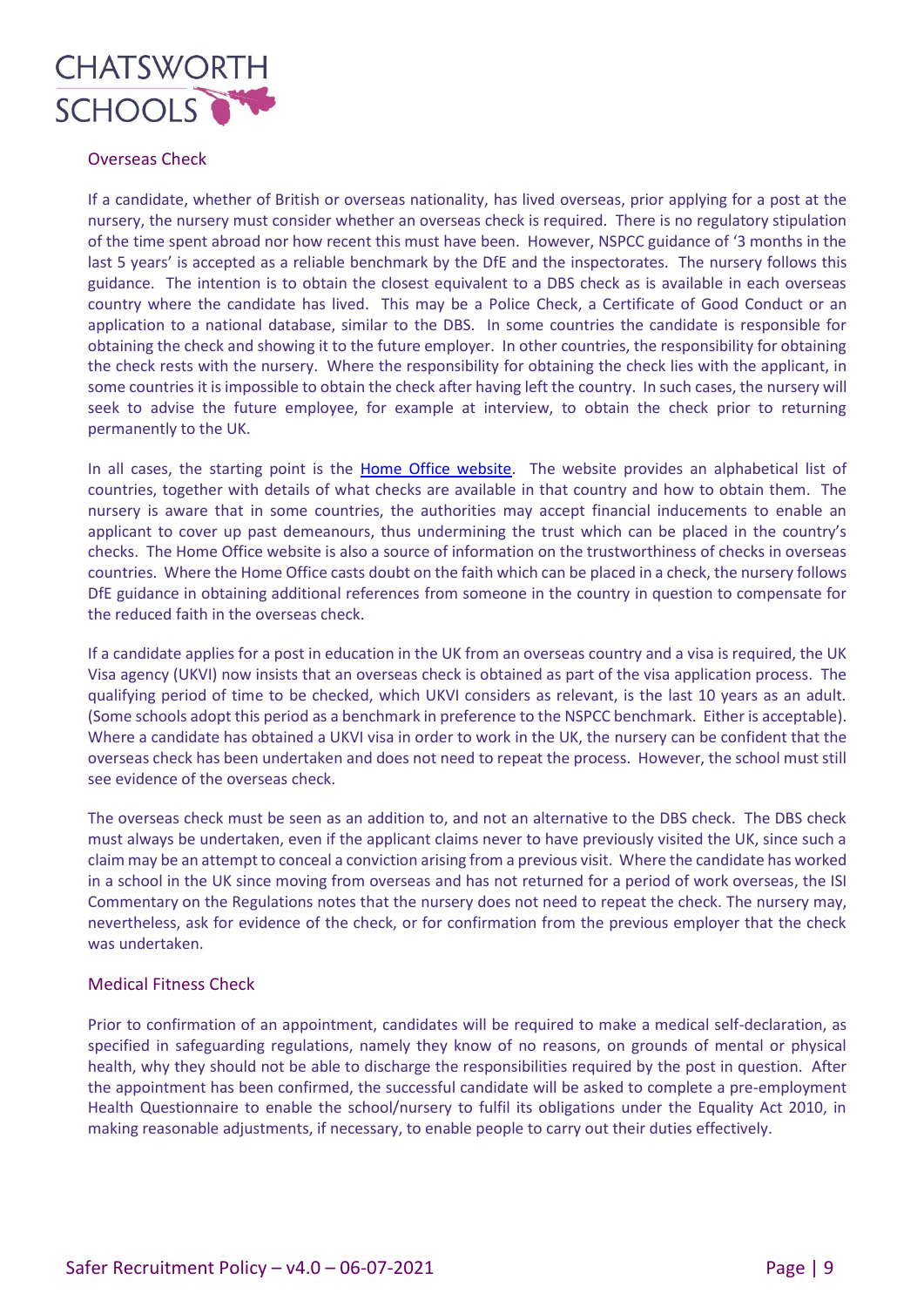## Overseas Check

If a candidate, whether of British or overseas nationality, has lived overseas, prior applying for a post at the nursery, the nursery must consider whether an overseas check is required. There is no regulatory stipulation of the time spent abroad nor how recent this must have been. However, NSPCC guidance of '3 months in the last 5 years' is accepted as a reliable benchmark by the DfE and the inspectorates. The nursery follows this guidance. The intention is to obtain the closest equivalent to a DBS check as is available in each overseas country where the candidate has lived. This may be a Police Check, a Certificate of Good Conduct or an application to a national database, similar to the DBS. In some countries the candidate is responsible for obtaining the check and showing it to the future employer. In other countries, the responsibility for obtaining the check rests with the nursery. Where the responsibility for obtaining the check lies with the applicant, in some countries it is impossible to obtain the check after having left the country. In such cases, the nursery will seek to advise the future employee, for example at interview, to obtain the check prior to returning permanently to the UK.

In all cases, the starting point is the [Home Office website](). The website provides an alphabetical list of countries, together with details of what checks are available in that country and how to obtain them. The nursery is aware that in some countries, the authorities may accept financial inducements to enable an applicant to cover up past demeanours, thus undermining the trust which can be placed in the country's checks. The Home Office website is also a source of information on the trustworthiness of checks in overseas countries. Where the Home Office casts doubt on the faith which can be placed in a check, the nursery follows DfE guidance in obtaining additional references from someone in the country in question to compensate for the reduced faith in the overseas check.

If a candidate applies for a post in education in the UK from an overseas country and a visa is required, the UK Visa agency (UKVI) now insists that an overseas check is obtained as part of the visa application process. The qualifying period of time to be checked, which UKVI considers as relevant, is the last 10 years as an adult. (Some schools adopt this period as a benchmark in preference to the NSPCC benchmark. Either is acceptable). Where a candidate has obtained a UKVI visa in order to work in the UK, the nursery can be confident that the overseas check has been undertaken and does not need to repeat the process. However, the school must still see evidence of the overseas check.

The overseas check must be seen as an addition to, and not an alternative to the DBS check. The DBS check must always be undertaken, even if the applicant claims never to have previously visited the UK, since such a claim may be an attempt to conceal a conviction arising from a previous visit. Where the candidate has worked in a school in the UK since moving from overseas and has not returned for a period of work overseas, the ISI Commentary on the Regulations notes that the nursery does not need to repeat the check. The nursery may, nevertheless, ask for evidence of the check, or for confirmation from the previous employer that the check was undertaken.

## Medical Fitness Check

Prior to confirmation of an appointment, candidates will be required to make a medical self-declaration, as specified in safeguarding regulations, namely they know of no reasons, on grounds of mental or physical health, why they should not be able to discharge the responsibilities required by the post in question. After the appointment has been confirmed, the successful candidate will be asked to complete a pre-employment Health Questionnaire to enable the school/nursery to fulfil its obligations under the Equality Act 2010, in making reasonable adjustments, if necessary, to enable people to carry out their duties effectively.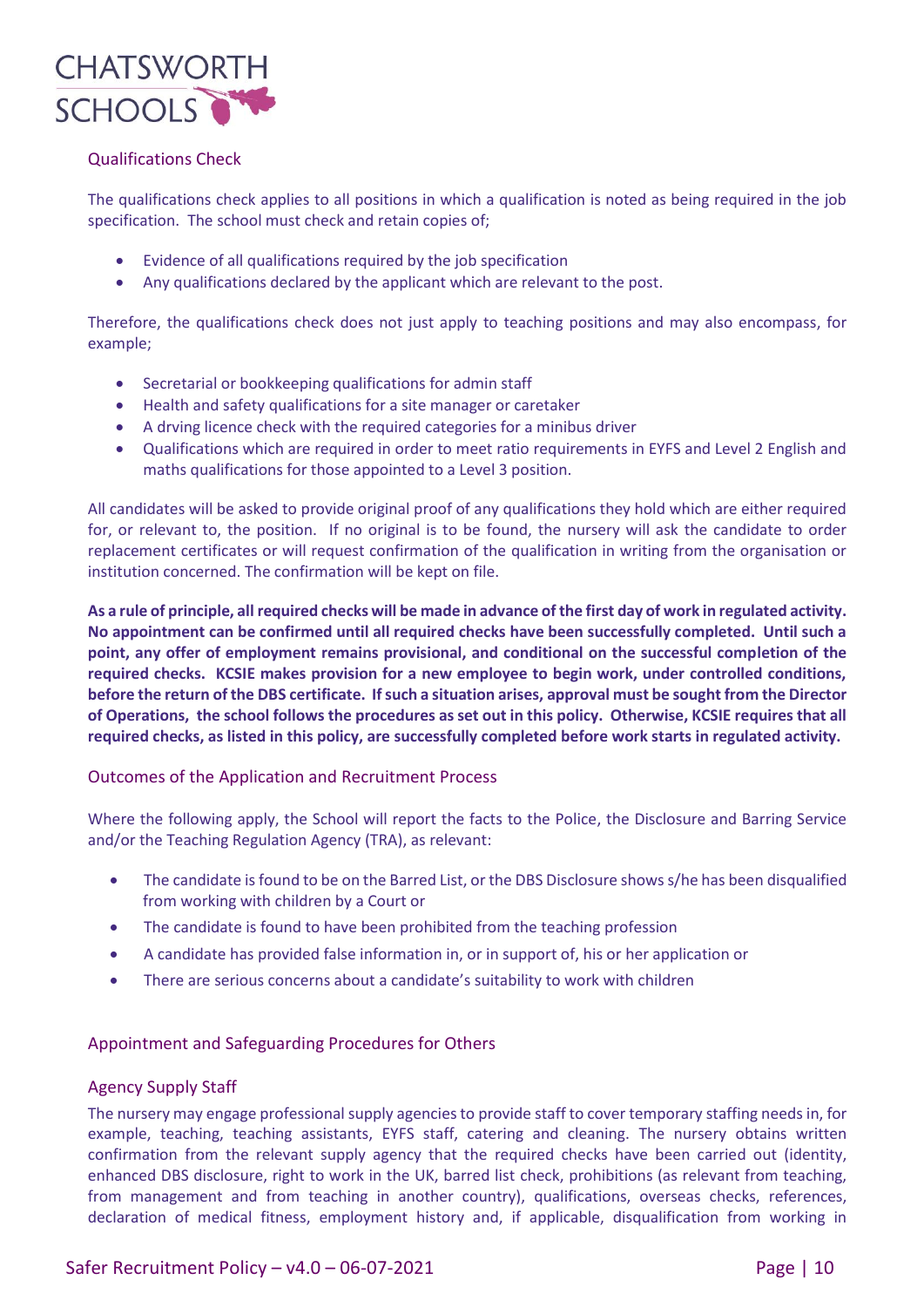## Qualifications Check

The qualifications check applies to all positions in which a qualification is noted as being required in the job specification. The school must check and retain copies of;

- Evidence of all qualifications required by the job specification
- Any qualifications declared by the applicant which are relevant to the post.

Therefore, the qualifications check does not just apply to teaching positions and may also encompass, for example;

- Secretarial or bookkeeping qualifications for admin staff
- Health and safety qualifications for a site manager or caretaker
- A drving licence check with the required categories for a minibus driver
- Qualifications which are required in order to meet ratio requirements in EYFS and Level 2 English and maths qualifications for those appointed to a Level 3 position.

All candidates will be asked to provide original proof of any qualifications they hold which are either required for, or relevant to, the position. If no original is to be found, the nursery will ask the candidate to order replacement certificates or will request confirmation of the qualification in writing from the organisation or institution concerned. The confirmation will be kept on file.

**As a rule of principle, all required checks will be made in advance of the first day of work in regulated activity. No appointment can be confirmed until all required checks have been successfully completed. Until such a point, any offer of employment remains provisional, and conditional on the successful completion of the required checks. KCSIE makes provision for a new employee to begin work, under controlled conditions, before the return of the DBS certificate. If such a situation arises, approval must be sought from the Director of Operations, the school follows the procedures as set out in this policy. Otherwise, KCSIE requires that all required checks, as listed in this policy, are successfully completed before work starts in regulated activity.**

## Outcomes of the Application and Recruitment Process

Where the following apply, the School will report the facts to the Police, the Disclosure and Barring Service and/or the Teaching Regulation Agency (TRA), as relevant:

- The candidate is found to be on the Barred List, or the DBS Disclosure shows s/he has been disqualified from working with children by a Court or
- The candidate is found to have been prohibited from the teaching profession
- A candidate has provided false information in, or in support of, his or her application or
- There are serious concerns about a candidate's suitability to work with children

## Appointment and Safeguarding Procedures for Others

### Agency Supply Staff

The nursery may engage professional supply agencies to provide staff to cover temporary staffing needs in, for example, teaching, teaching assistants, EYFS staff, catering and cleaning. The nursery obtains written confirmation from the relevant supply agency that the required checks have been carried out (identity, enhanced DBS disclosure, right to work in the UK, barred list check, prohibitions (as relevant from teaching, from management and from teaching in another country), qualifications, overseas checks, references, declaration of medical fitness, employment history and, if applicable, disqualification from working in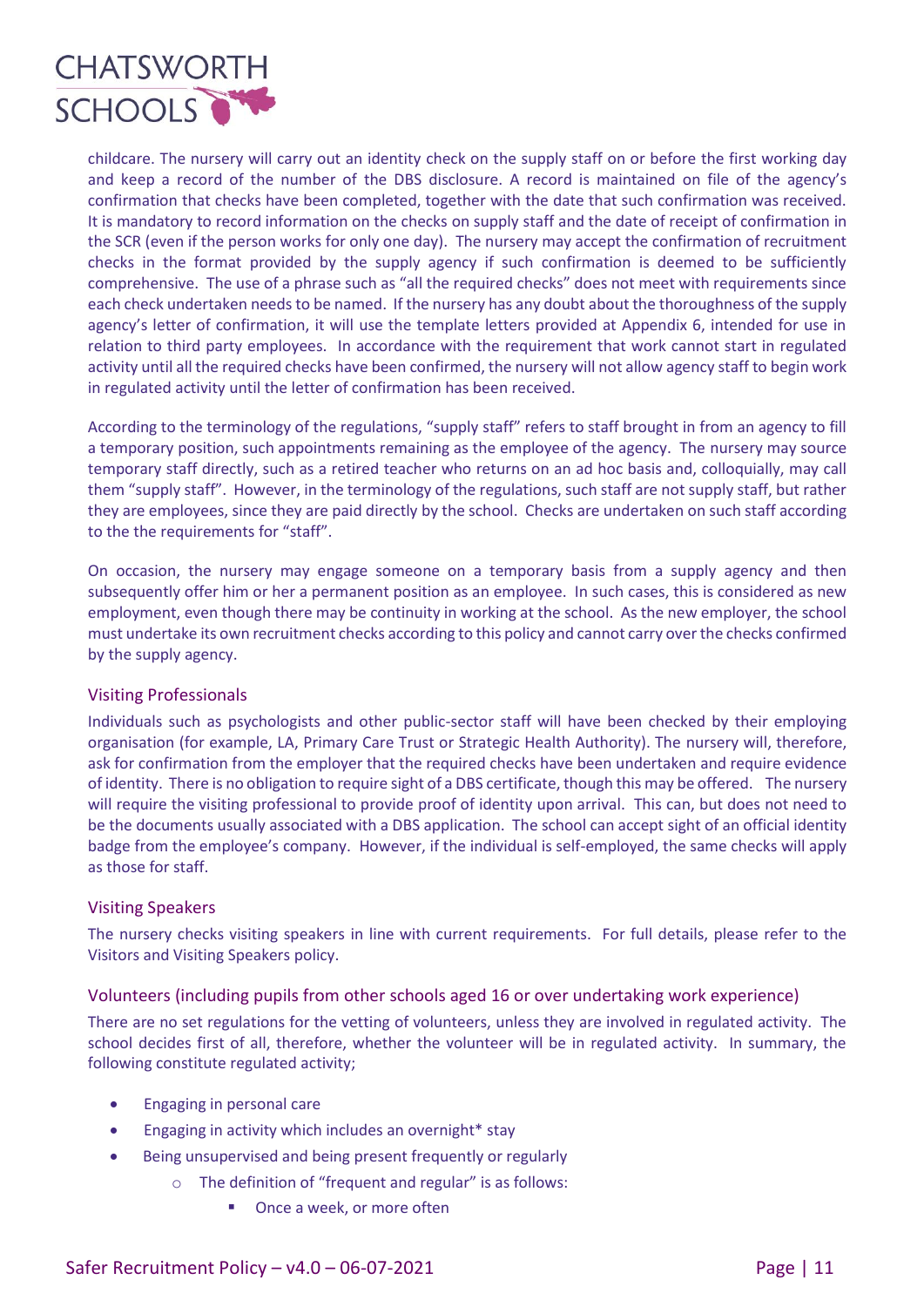childcare. The nursery will carry out an identity check on the supply staff on or before the first working day and keep a record of the number of the DBS disclosure. A record is maintained on file of the agency's confirmation that checks have been completed, together with the date that such confirmation was received. It is mandatory to record information on the checks on supply staff and the date of receipt of confirmation in the SCR (even if the person works for only one day). The nursery may accept the confirmation of recruitment checks in the format provided by the supply agency if such confirmation is deemed to be sufficiently comprehensive. The use of a phrase such as "all the required checks" does not meet with requirements since each check undertaken needs to be named. If the nursery has any doubt about the thoroughness of the supply agency's letter of confirmation, it will use the template letters provided at Appendix 6, intended for use in relation to third party employees. In accordance with the requirement that work cannot start in regulated activity until all the required checks have been confirmed, the nursery will not allow agency staff to begin work in regulated activity until the letter of confirmation has been received.

According to the terminology of the regulations, "supply staff" refers to staff brought in from an agency to fill a temporary position, such appointments remaining as the employee of the agency. The nursery may source temporary staff directly, such as a retired teacher who returns on an ad hoc basis and, colloquially, may call them "supply staff". However, in the terminology of the regulations, such staff are not supply staff, but rather they are employees, since they are paid directly by the school. Checks are undertaken on such staff according to the the requirements for "staff".

On occasion, the nursery may engage someone on a temporary basis from a supply agency and then subsequently offer him or her a permanent position as an employee. In such cases, this is considered as new employment, even though there may be continuity in working at the school. As the new employer, the school must undertake its own recruitment checks according to this policy and cannot carry over the checks confirmed by the supply agency.

## Visiting Professionals

Individuals such as psychologists and other public-sector staff will have been checked by their employing organisation (for example, LA, Primary Care Trust or Strategic Health Authority). The nursery will, therefore, ask for confirmation from the employer that the required checks have been undertaken and require evidence of identity. There is no obligation to require sight of a DBS certificate, though this may be offered. The nursery will require the visiting professional to provide proof of identity upon arrival. This can, but does not need to be the documents usually associated with a DBS application. The school can accept sight of an official identity badge from the employee's company. However, if the individual is self-employed, the same checks will apply as those for staff.

## Visiting Speakers

The nursery checks visiting speakers in line with current requirements. For full details, please refer to the Visitors and Visiting Speakers policy.

## Volunteers (including pupils from other schools aged 16 or over undertaking work experience)

There are no set regulations for the vetting of volunteers, unless they are involved in regulated activity. The school decides first of all, therefore, whether the volunteer will be in regulated activity. In summary, the following constitute regulated activity;

- Engaging in personal care
- Engaging in activity which includes an overnight* stay
- Being unsupervised and being present frequently or regularly
  - The definition of "frequent and regular" is as follows:
    - Once a week, or more often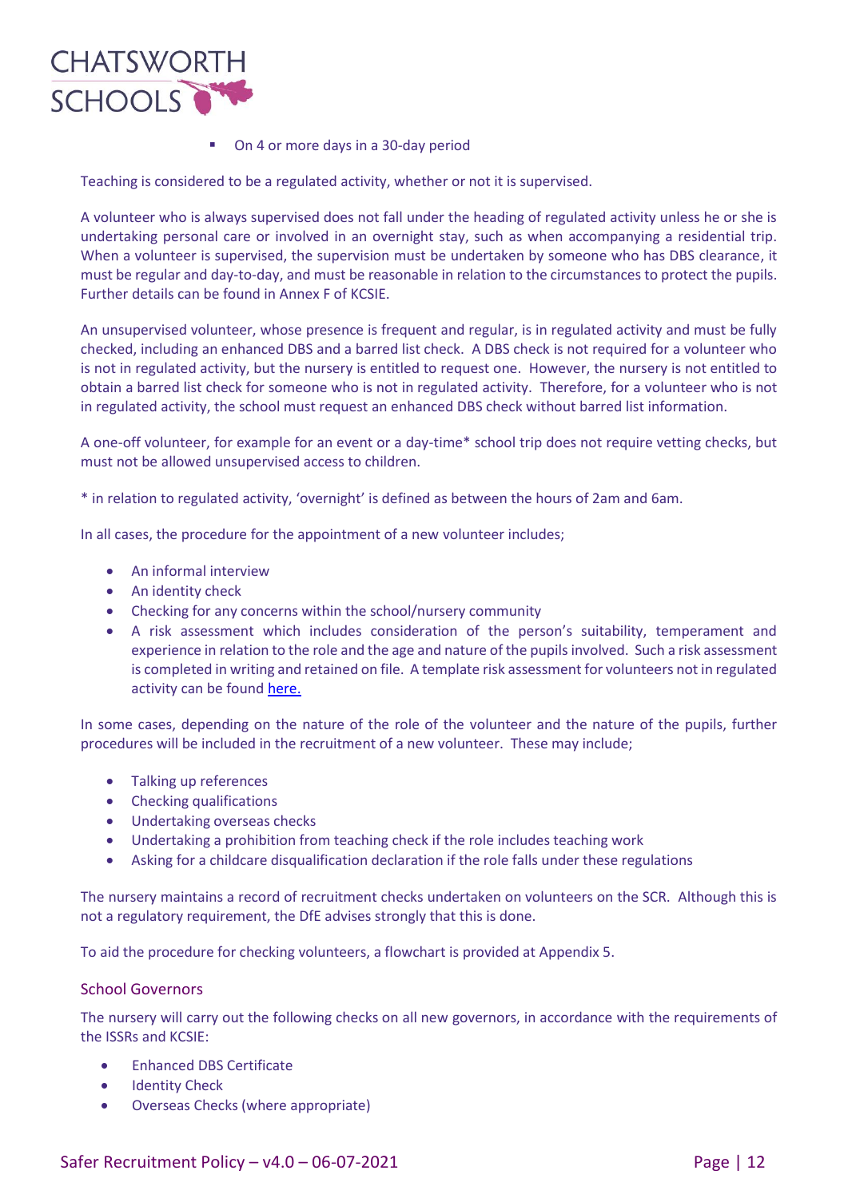- On 4 or more days in a 30-day period

Teaching is considered to be a regulated activity, whether or not it is supervised.

A volunteer who is always supervised does not fall under the heading of regulated activity unless he or she is undertaking personal care or involved in an overnight stay, such as when accompanying a residential trip. When a volunteer is supervised, the supervision must be undertaken by someone who has DBS clearance, it must be regular and day-to-day, and must be reasonable in relation to the circumstances to protect the pupils. Further details can be found in Annex F of KCSIE.

An unsupervised volunteer, whose presence is frequent and regular, is in regulated activity and must be fully checked, including an enhanced DBS and a barred list check. A DBS check is not required for a volunteer who is not in regulated activity, but the nursery is entitled to request one. However, the nursery is not entitled to obtain a barred list check for someone who is not in regulated activity. Therefore, for a volunteer who is not in regulated activity, the school must request an enhanced DBS check without barred list information.

A one-off volunteer, for example for an event or a day-time* school trip does not require vetting checks, but must not be allowed unsupervised access to children.

* in relation to regulated activity, 'overnight' is defined as between the hours of 2am and 6am.

In all cases, the procedure for the appointment of a new volunteer includes;

- An informal interview
- An identity check
- Checking for any concerns within the school/nursery community
- A risk assessment which includes consideration of the person's suitability, temperament and experience in relation to the role and the age and nature of the pupils involved. Such a risk assessment is completed in writing and retained on file. A template risk assessment for volunteers not in regulated activity can be found here.

In some cases, depending on the nature of the role of the volunteer and the nature of the pupils, further procedures will be included in the recruitment of a new volunteer. These may include;

- Talking up references
- Checking qualifications
- Undertaking overseas checks
- Undertaking a prohibition from teaching check if the role includes teaching work
- Asking for a childcare disqualification declaration if the role falls under these regulations

The nursery maintains a record of recruitment checks undertaken on volunteers on the SCR. Although this is not a regulatory requirement, the DfE advises strongly that this is done.

To aid the procedure for checking volunteers, a flowchart is provided at Appendix 5.

### School Governors

The nursery will carry out the following checks on all new governors, in accordance with the requirements of the ISSRs and KCSIE:

- Enhanced DBS Certificate
- Identity Check
- Overseas Checks (where appropriate)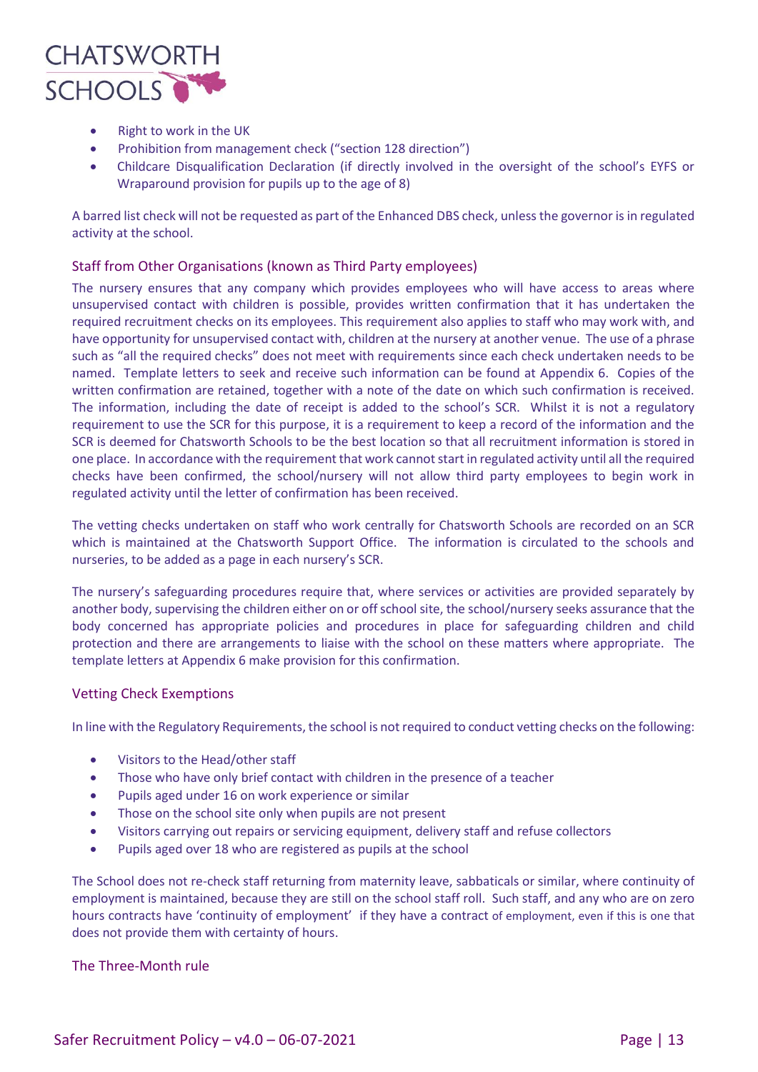- Right to work in the UK
- Prohibition from management check ("section 128 direction")
- Childcare Disqualification Declaration (if directly involved in the oversight of the school's EYFS or Wraparound provision for pupils up to the age of 8)

A barred list check will not be requested as part of the Enhanced DBS check, unless the governor is in regulated activity at the school.

### Staff from Other Organisations (known as Third Party employees)

The nursery ensures that any company which provides employees who will have access to areas where unsupervised contact with children is possible, provides written confirmation that it has undertaken the required recruitment checks on its employees. This requirement also applies to staff who may work with, and have opportunity for unsupervised contact with, children at the nursery at another venue. The use of a phrase such as "all the required checks" does not meet with requirements since each check undertaken needs to be named. Template letters to seek and receive such information can be found at Appendix 6. Copies of the written confirmation are retained, together with a note of the date on which such confirmation is received. The information, including the date of receipt is added to the school's SCR. Whilst it is not a regulatory requirement to use the SCR for this purpose, it is a requirement to keep a record of the information and the SCR is deemed for Chatsworth Schools to be the best location so that all recruitment information is stored in one place. In accordance with the requirement that work cannot start in regulated activity until all the required checks have been confirmed, the school/nursery will not allow third party employees to begin work in regulated activity until the letter of confirmation has been received.

The vetting checks undertaken on staff who work centrally for Chatsworth Schools are recorded on an SCR which is maintained at the Chatsworth Support Office. The information is circulated to the schools and nurseries, to be added as a page in each nursery's SCR.

The nursery's safeguarding procedures require that, where services or activities are provided separately by another body, supervising the children either on or off school site, the school/nursery seeks assurance that the body concerned has appropriate policies and procedures in place for safeguarding children and child protection and there are arrangements to liaise with the school on these matters where appropriate. The template letters at Appendix 6 make provision for this confirmation.

### Vetting Check Exemptions

In line with the Regulatory Requirements, the school is not required to conduct vetting checks on the following:

- Visitors to the Head/other staff
- Those who have only brief contact with children in the presence of a teacher
- Pupils aged under 16 on work experience or similar
- Those on the school site only when pupils are not present
- Visitors carrying out repairs or servicing equipment, delivery staff and refuse collectors
- Pupils aged over 18 who are registered as pupils at the school

The School does not re-check staff returning from maternity leave, sabbaticals or similar, where continuity of employment is maintained, because they are still on the school staff roll. Such staff, and any who are on zero hours contracts have 'continuity of employment' if they have a contract of employment, even if this is one that does not provide them with certainty of hours.

### The Three-Month rule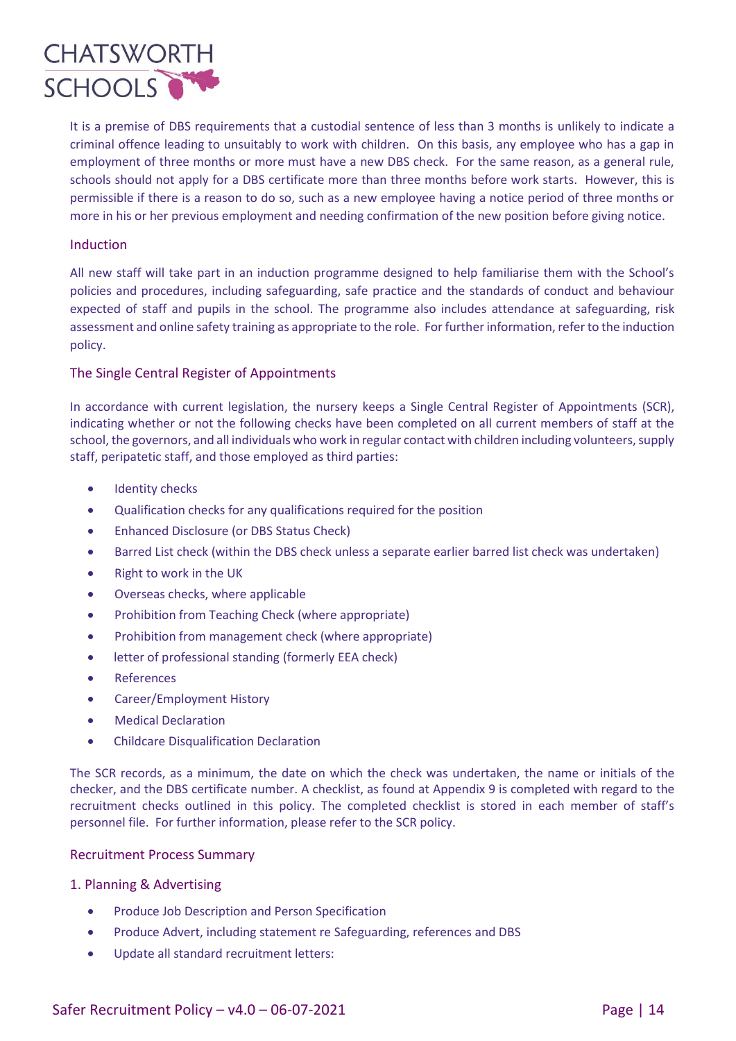It is a premise of DBS requirements that a custodial sentence of less than 3 months is unlikely to indicate a criminal offence leading to unsuitably to work with children. On this basis, any employee who has a gap in employment of three months or more must have a new DBS check. For the same reason, as a general rule, schools should not apply for a DBS certificate more than three months before work starts. However, this is permissible if there is a reason to do so, such as a new employee having a notice period of three months or more in his or her previous employment and needing confirmation of the new position before giving notice.

## Induction

All new staff will take part in an induction programme designed to help familiarise them with the School's policies and procedures, including safeguarding, safe practice and the standards of conduct and behaviour expected of staff and pupils in the school. The programme also includes attendance at safeguarding, risk assessment and online safety training as appropriate to the role. For further information, refer to the induction policy.

## The Single Central Register of Appointments

In accordance with current legislation, the nursery keeps a Single Central Register of Appointments (SCR), indicating whether or not the following checks have been completed on all current members of staff at the school, the governors, and all individuals who work in regular contact with children including volunteers, supply staff, peripatetic staff, and those employed as third parties:

- Identity checks
- Qualification checks for any qualifications required for the position
- Enhanced Disclosure (or DBS Status Check)
- Barred List check (within the DBS check unless a separate earlier barred list check was undertaken)
- Right to work in the UK
- Overseas checks, where applicable
- Prohibition from Teaching Check (where appropriate)
- Prohibition from management check (where appropriate)
- letter of professional standing (formerly EEA check)
- References
- Career/Employment History
- Medical Declaration
- Childcare Disqualification Declaration

The SCR records, as a minimum, the date on which the check was undertaken, the name or initials of the checker, and the DBS certificate number. A checklist, as found at Appendix 9 is completed with regard to the recruitment checks outlined in this policy. The completed checklist is stored in each member of staff's personnel file. For further information, please refer to the SCR policy.

## Recruitment Process Summary

### 1. Planning & Advertising

- Produce Job Description and Person Specification
- Produce Advert, including statement re Safeguarding, references and DBS
- Update all standard recruitment letters: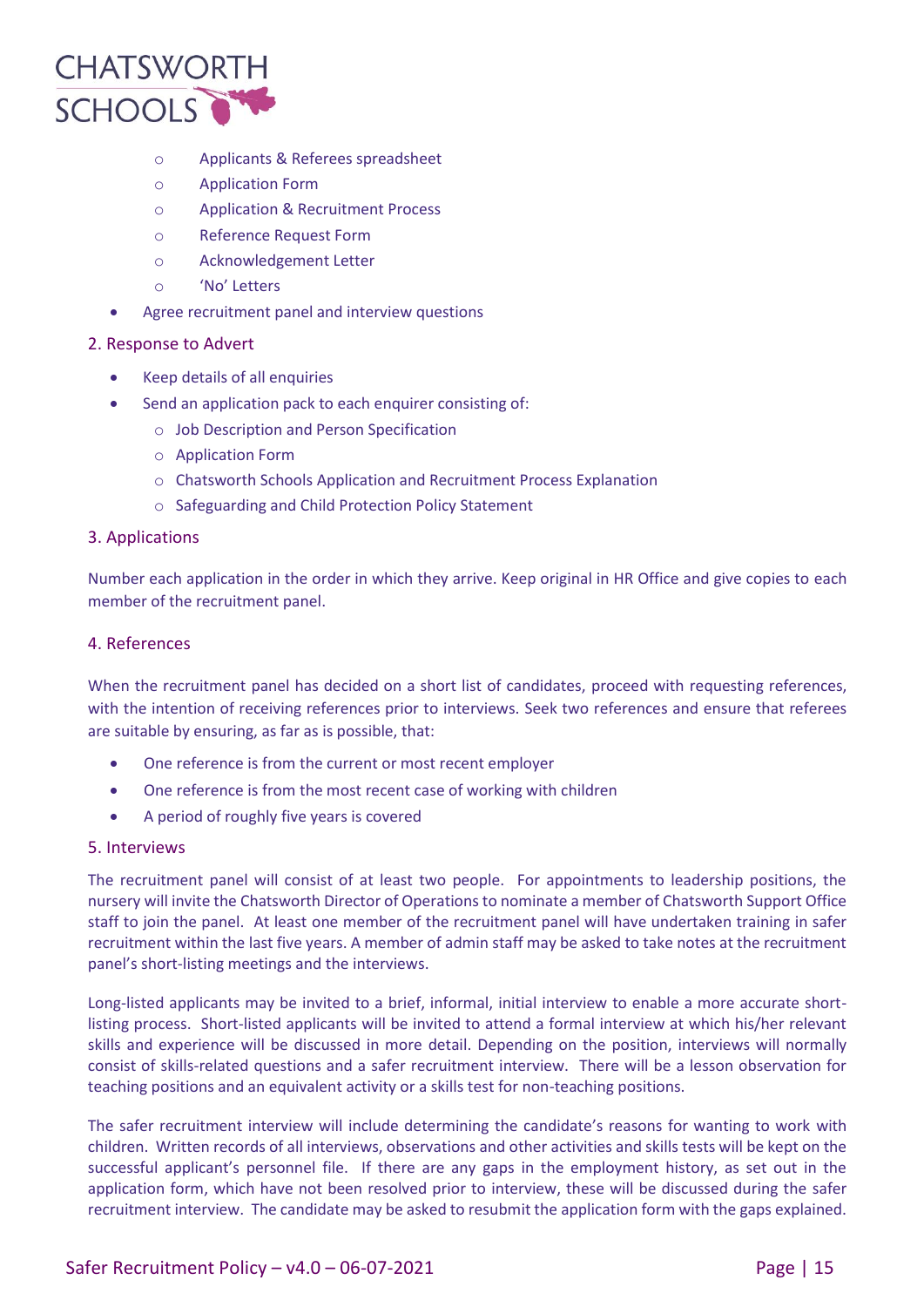- Applicants & Referees spreadsheet
    - Application Form
    - Application & Recruitment Process
    - Reference Request Form
    - Acknowledgement Letter
    - 'No' Letters
- Agree recruitment panel and interview questions

## 2. Response to Advert

- Keep details of all enquiries
- Send an application pack to each enquirer consisting of:
    - Job Description and Person Specification
    - Application Form
    - Chatsworth Schools Application and Recruitment Process Explanation
    - Safeguarding and Child Protection Policy Statement

## 3. Applications

Number each application in the order in which they arrive. Keep original in HR Office and give copies to each member of the recruitment panel.

## 4. References

When the recruitment panel has decided on a short list of candidates, proceed with requesting references, with the intention of receiving references prior to interviews. Seek two references and ensure that referees are suitable by ensuring, as far as is possible, that:

- One reference is from the current or most recent employer
- One reference is from the most recent case of working with children
- A period of roughly five years is covered

## 5. Interviews

The recruitment panel will consist of at least two people. For appointments to leadership positions, the nursery will invite the Chatsworth Director of Operations to nominate a member of Chatsworth Support Office staff to join the panel. At least one member of the recruitment panel will have undertaken training in safer recruitment within the last five years. A member of admin staff may be asked to take notes at the recruitment panel's short-listing meetings and the interviews.

Long-listed applicants may be invited to a brief, informal, initial interview to enable a more accurate short-listing process. Short-listed applicants will be invited to attend a formal interview at which his/her relevant skills and experience will be discussed in more detail. Depending on the position, interviews will normally consist of skills-related questions and a safer recruitment interview. There will be a lesson observation for teaching positions and an equivalent activity or a skills test for non-teaching positions.

The safer recruitment interview will include determining the candidate's reasons for wanting to work with children. Written records of all interviews, observations and other activities and skills tests will be kept on the successful applicant's personnel file. If there are any gaps in the employment history, as set out in the application form, which have not been resolved prior to interview, these will be discussed during the safer recruitment interview. The candidate may be asked to resubmit the application form with the gaps explained.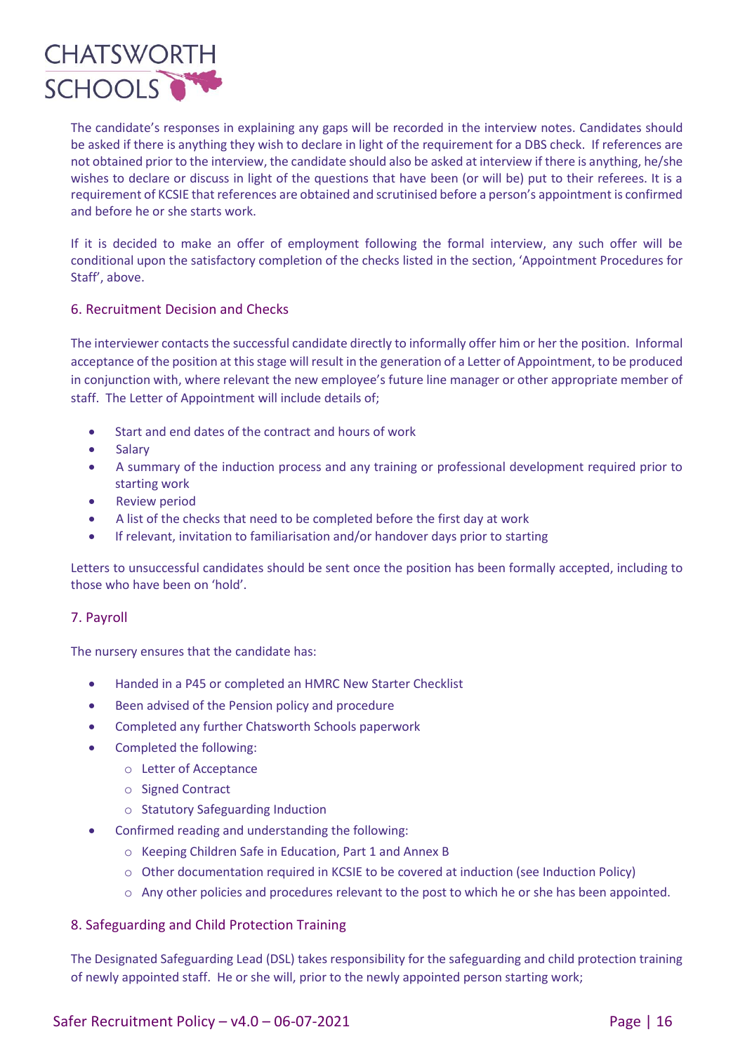The candidate's responses in explaining any gaps will be recorded in the interview notes. Candidates should be asked if there is anything they wish to declare in light of the requirement for a DBS check. If references are not obtained prior to the interview, the candidate should also be asked at interview if there is anything, he/she wishes to declare or discuss in light of the questions that have been (or will be) put to their referees. It is a requirement of KCSIE that references are obtained and scrutinised before a person's appointment is confirmed and before he or she starts work.

If it is decided to make an offer of employment following the formal interview, any such offer will be conditional upon the satisfactory completion of the checks listed in the section, 'Appointment Procedures for Staff', above.

## 6. Recruitment Decision and Checks

The interviewer contacts the successful candidate directly to informally offer him or her the position. Informal acceptance of the position at this stage will result in the generation of a Letter of Appointment, to be produced in conjunction with, where relevant the new employee's future line manager or other appropriate member of staff. The Letter of Appointment will include details of;

- Start and end dates of the contract and hours of work
- Salary
- A summary of the induction process and any training or professional development required prior to starting work
- Review period
- A list of the checks that need to be completed before the first day at work
- If relevant, invitation to familiarisation and/or handover days prior to starting

Letters to unsuccessful candidates should be sent once the position has been formally accepted, including to those who have been on 'hold'.

## 7. Payroll

The nursery ensures that the candidate has:

- Handed in a P45 or completed an HMRC New Starter Checklist
- Been advised of the Pension policy and procedure
- Completed any further Chatsworth Schools paperwork
- Completed the following:
  - Letter of Acceptance
  - Signed Contract
  - Statutory Safeguarding Induction
- Confirmed reading and understanding the following:
  - Keeping Children Safe in Education, Part 1 and Annex B
  - Other documentation required in KCSIE to be covered at induction (see Induction Policy)
  - Any other policies and procedures relevant to the post to which he or she has been appointed.

## 8. Safeguarding and Child Protection Training

The Designated Safeguarding Lead (DSL) takes responsibility for the safeguarding and child protection training of newly appointed staff. He or she will, prior to the newly appointed person starting work;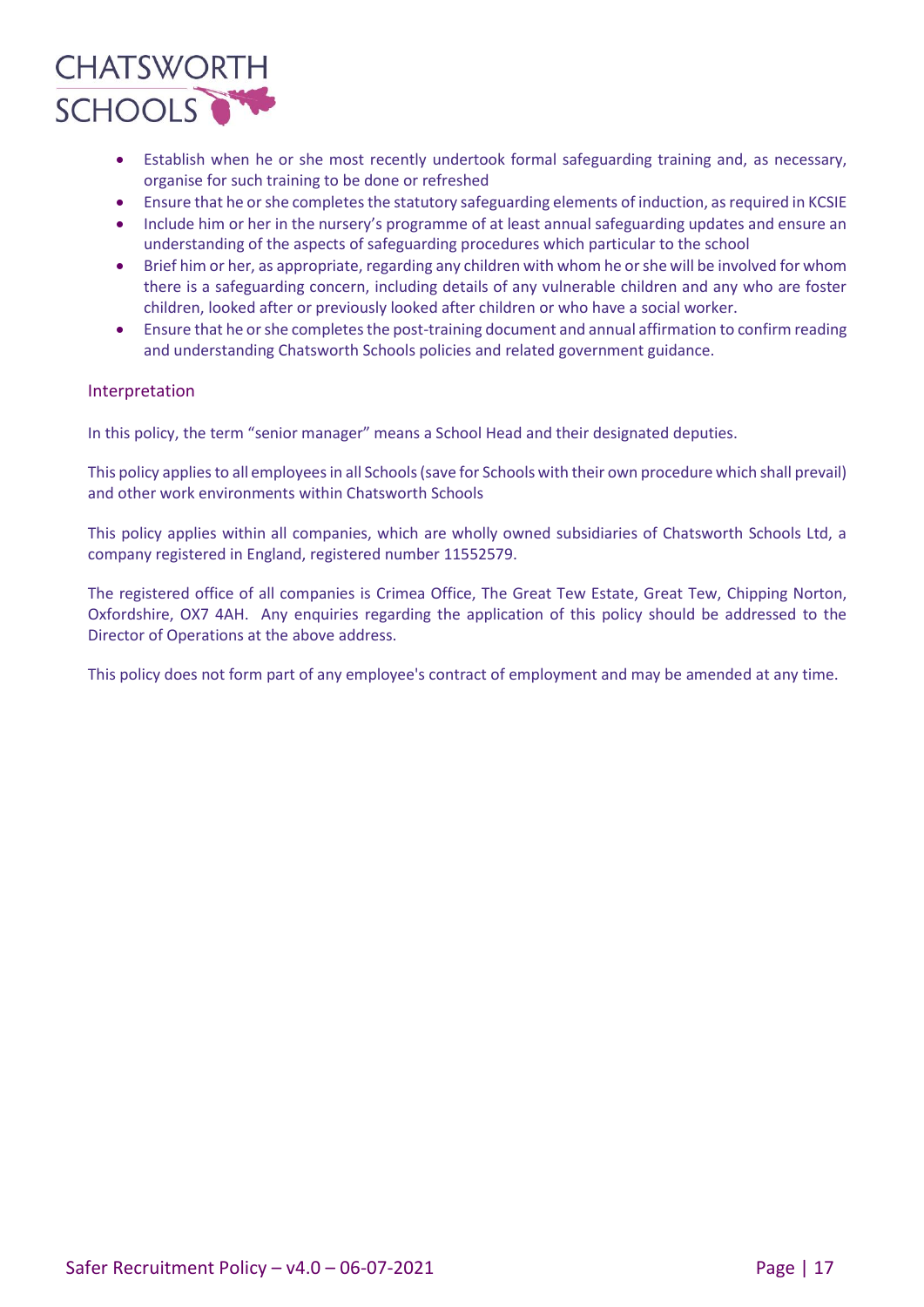- Establish when he or she most recently undertook formal safeguarding training and, as necessary, organise for such training to be done or refreshed
- Ensure that he or she completes the statutory safeguarding elements of induction, as required in KCSIE
- Include him or her in the nursery's programme of at least annual safeguarding updates and ensure an understanding of the aspects of safeguarding procedures which particular to the school
- Brief him or her, as appropriate, regarding any children with whom he or she will be involved for whom there is a safeguarding concern, including details of any vulnerable children and any who are foster children, looked after or previously looked after children or who have a social worker.
- Ensure that he or she completes the post-training document and annual affirmation to confirm reading and understanding Chatsworth Schools policies and related government guidance.

## Interpretation

In this policy, the term "senior manager" means a School Head and their designated deputies.

This policy applies to all employees in all Schools (save for Schools with their own procedure which shall prevail) and other work environments within Chatsworth Schools

This policy applies within all companies, which are wholly owned subsidiaries of Chatsworth Schools Ltd, a company registered in England, registered number 11552579.

The registered office of all companies is Crimea Office, The Great Tew Estate, Great Tew, Chipping Norton, Oxfordshire, OX7 4AH. Any enquiries regarding the application of this policy should be addressed to the Director of Operations at the above address.

This policy does not form part of any employee's contract of employment and may be amended at any time.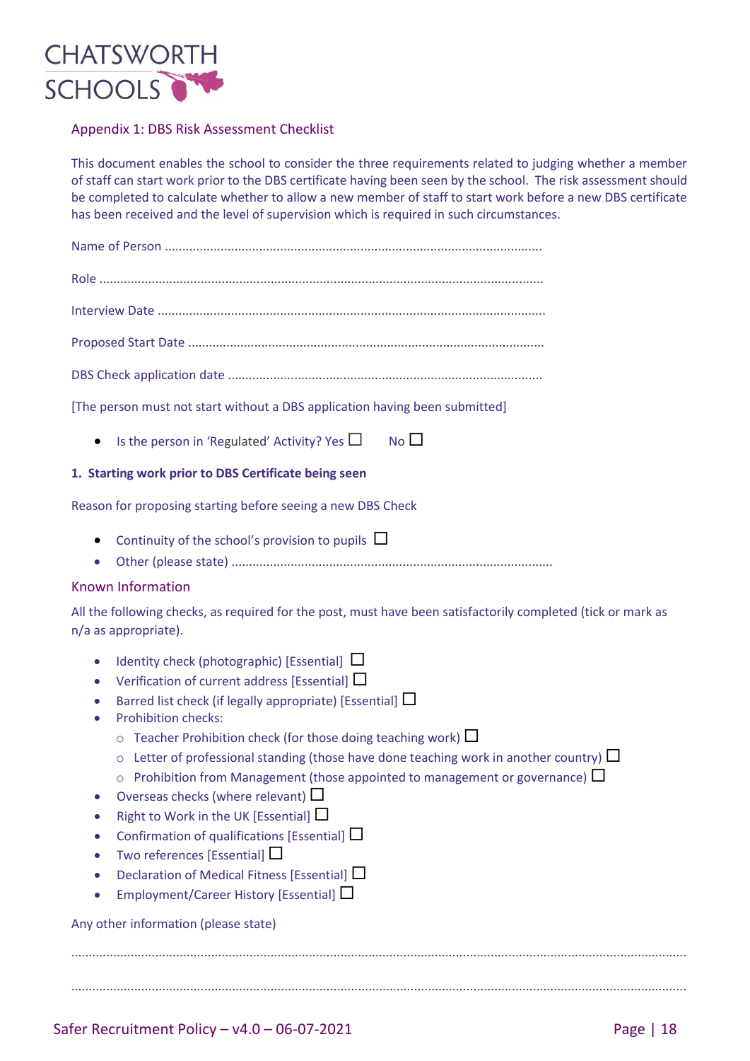## Appendix 1: DBS Risk Assessment Checklist

This document enables the school to consider the three requirements related to judging whether a member of staff can start work prior to the DBS certificate having been seen by the school. The risk assessment should be completed to calculate whether to allow a new member of staff to start work before a new DBS certificate has been received and the level of supervision which is required in such circumstances.

Name of Person ..........................................................................................................

Role ...........................................................................................................................

Interview Date ............................................................................................................

Proposed Start Date ....................................................................................................

DBS Check application date ........................................................................................

[The person must not start without a DBS application having been submitted]

- Is the person in 'Regulated' Activity? Yes ☐ No ☐

**1. Starting work prior to DBS Certificate being seen**

Reason for proposing starting before seeing a new DBS Check

- Continuity of the school's provision to pupils ☐
- Other (please state) ..........................................................................................

### Known Information

All the following checks, as required for the post, must have been satisfactorily completed (tick or mark as n/a as appropriate).

- Identity check (photographic) [Essential] ☐
- Verification of current address [Essential] ☐
- Barred list check (if legally appropriate) [Essential] ☐
- Prohibition checks:
  - Teacher Prohibition check (for those doing teaching work) ☐
  - Letter of professional standing (those have done teaching work in another country) ☐
  - Prohibition from Management (those appointed to management or governance) ☐
- Overseas checks (where relevant) ☐
- Right to Work in the UK [Essential] ☐
- Confirmation of qualifications [Essential] ☐
- Two references [Essential] ☐
- Declaration of Medical Fitness [Essential] ☐
- Employment/Career History [Essential] ☐

Any other information (please state)

..........................................................................................................................................................

..........................................................................................................................................................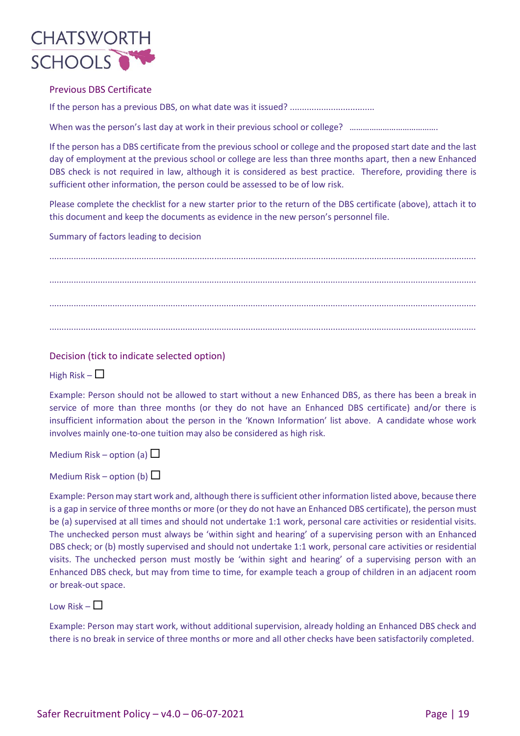## Previous DBS Certificate

If the person has a previous DBS, on what date was it issued? ..................................

When was the person's last day at work in their previous school or college? …………………………………

If the person has a DBS certificate from the previous school or college and the proposed start date and the last day of employment at the previous school or college are less than three months apart, then a new Enhanced DBS check is not required in law, although it is considered as best practice. Therefore, providing there is sufficient other information, the person could be assessed to be of low risk.

Please complete the checklist for a new starter prior to the return of the DBS certificate (above), attach it to this document and keep the documents as evidence in the new person's personnel file.

Summary of factors leading to decision

……………………………………………………………………………………………………………………………………………………

……………………………………………………………………………………………………………………………………………………

……………………………………………………………………………………………………………………………………………………

……………………………………………………………………………………………………………………………………………………

## Decision (tick to indicate selected option)

High Risk – ☐

Example: Person should not be allowed to start without a new Enhanced DBS, as there has been a break in service of more than three months (or they do not have an Enhanced DBS certificate) and/or there is insufficient information about the person in the 'Known Information' list above. A candidate whose work involves mainly one-to-one tuition may also be considered as high risk.

Medium Risk – option (a) ☐

Medium Risk – option (b) ☐

Example: Person may start work and, although there is sufficient other information listed above, because there is a gap in service of three months or more (or they do not have an Enhanced DBS certificate), the person must be (a) supervised at all times and should not undertake 1:1 work, personal care activities or residential visits. The unchecked person must always be 'within sight and hearing' of a supervising person with an Enhanced DBS check; or (b) mostly supervised and should not undertake 1:1 work, personal care activities or residential visits. The unchecked person must mostly be 'within sight and hearing' of a supervising person with an Enhanced DBS check, but may from time to time, for example teach a group of children in an adjacent room or break-out space.

Low Risk – ☐

Example: Person may start work, without additional supervision, already holding an Enhanced DBS check and there is no break in service of three months or more and all other checks have been satisfactorily completed.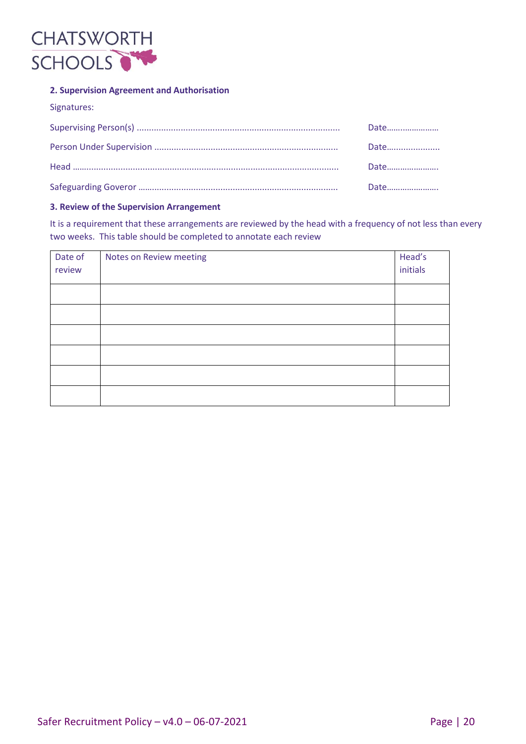### 2. Supervision Agreement and Authorisation

Signatures:

Supervising Person(s) .................................................................................. Date……..................

Person Under Supervision .......................................................................... Date......................

Head ........................................................................................................... Date…………………..

Safeguarding Goveror ................................................................................. Date…………………..

### 3. Review of the Supervision Arrangement

It is a requirement that these arrangements are reviewed by the head with a frequency of not less than every two weeks. This table should be completed to annotate each review

| Date of review | Notes on Review meeting | Head's initials |
|---|---|---|
| | | |
| | | |
| | | |
| | | |
| | | |
| | | |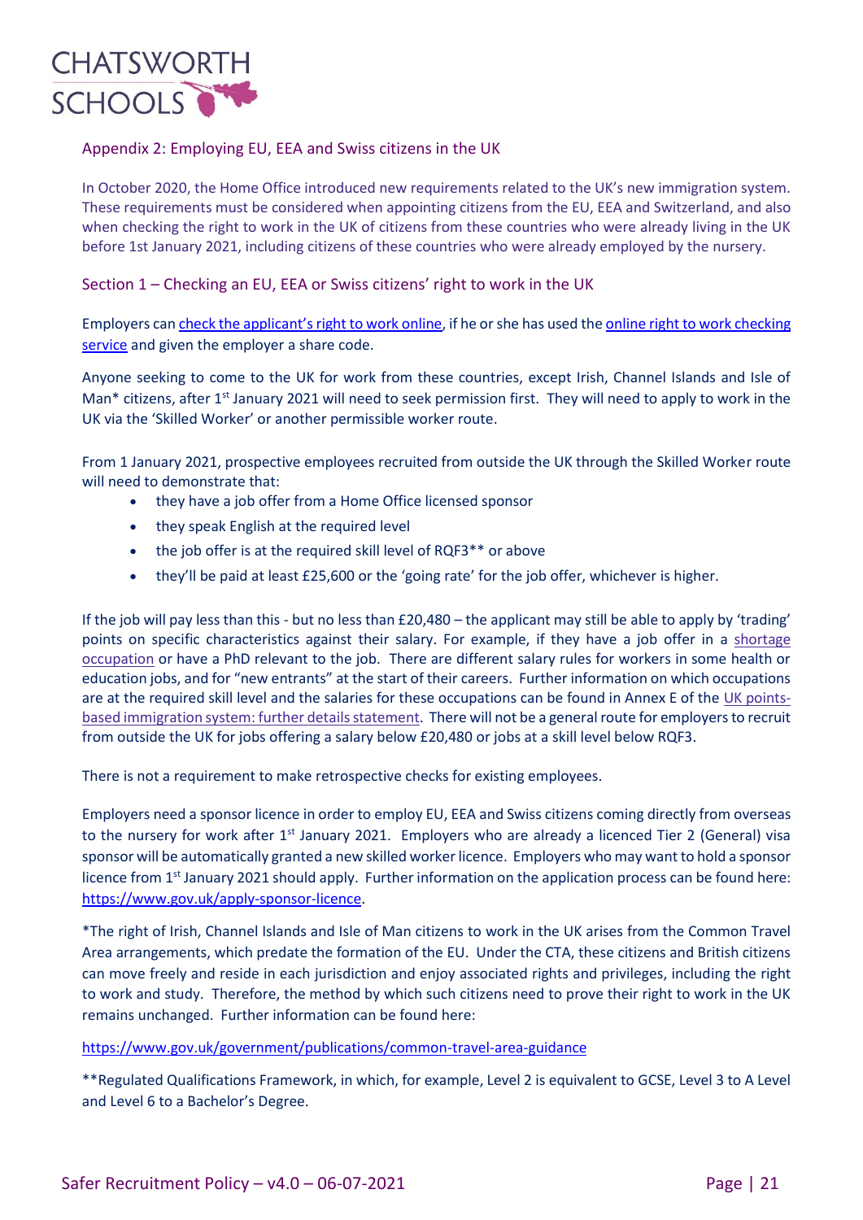## Appendix 2: Employing EU, EEA and Swiss citizens in the UK

In October 2020, the Home Office introduced new requirements related to the UK's new immigration system. These requirements must be considered when appointing citizens from the EU, EEA and Switzerland, and also when checking the right to work in the UK of citizens from these countries who were already living in the UK before 1st January 2021, including citizens of these countries who were already employed by the nursery.

### Section 1 – Checking an EU, EEA or Swiss citizens' right to work in the UK

Employers can check the applicant's right to work online, if he or she has used the online right to work checking service and given the employer a share code.

Anyone seeking to come to the UK for work from these countries, except Irish, Channel Islands and Isle of Man* citizens, after 1st January 2021 will need to seek permission first. They will need to apply to work in the UK via the 'Skilled Worker' or another permissible worker route.

From 1 January 2021, prospective employees recruited from outside the UK through the Skilled Worker route will need to demonstrate that:

- they have a job offer from a Home Office licensed sponsor
- they speak English at the required level
- the job offer is at the required skill level of RQF3** or above
- they'll be paid at least £25,600 or the 'going rate' for the job offer, whichever is higher.

If the job will pay less than this - but no less than £20,480 – the applicant may still be able to apply by 'trading' points on specific characteristics against their salary. For example, if they have a job offer in a shortage occupation or have a PhD relevant to the job. There are different salary rules for workers in some health or education jobs, and for "new entrants" at the start of their careers. Further information on which occupations are at the required skill level and the salaries for these occupations can be found in Annex E of the UK points-based immigration system: further details statement. There will not be a general route for employers to recruit from outside the UK for jobs offering a salary below £20,480 or jobs at a skill level below RQF3.

There is not a requirement to make retrospective checks for existing employees.

Employers need a sponsor licence in order to employ EU, EEA and Swiss citizens coming directly from overseas to the nursery for work after 1st January 2021. Employers who are already a licenced Tier 2 (General) visa sponsor will be automatically granted a new skilled worker licence. Employers who may want to hold a sponsor licence from 1st January 2021 should apply. Further information on the application process can be found here: https://www.gov.uk/apply-sponsor-licence.

*The right of Irish, Channel Islands and Isle of Man citizens to work in the UK arises from the Common Travel Area arrangements, which predate the formation of the EU. Under the CTA, these citizens and British citizens can move freely and reside in each jurisdiction and enjoy associated rights and privileges, including the right to work and study. Therefore, the method by which such citizens need to prove their right to work in the UK remains unchanged. Further information can be found here:

https://www.gov.uk/government/publications/common-travel-area-guidance

**Regulated Qualifications Framework, in which, for example, Level 2 is equivalent to GCSE, Level 3 to A Level and Level 6 to a Bachelor's Degree.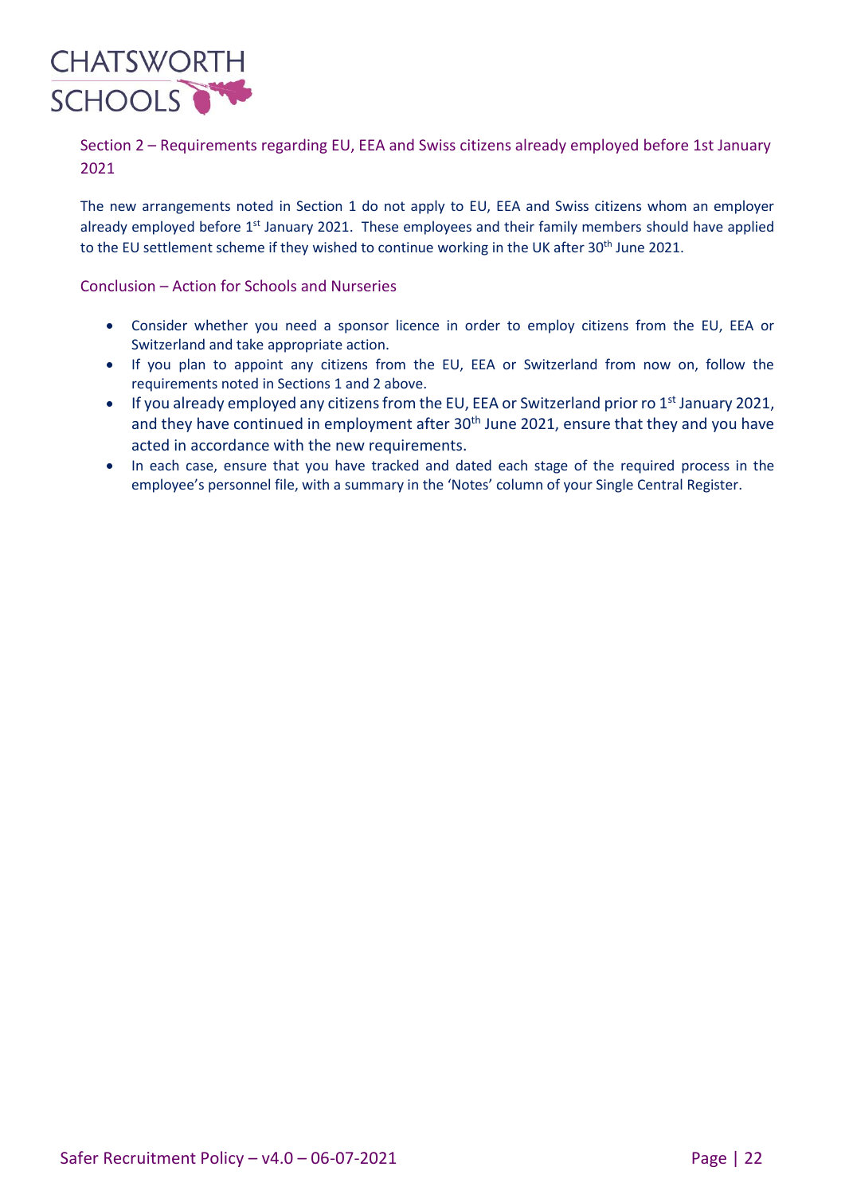## Section 2 – Requirements regarding EU, EEA and Swiss citizens already employed before 1st January 2021

The new arrangements noted in Section 1 do not apply to EU, EEA and Swiss citizens whom an employer already employed before 1st January 2021. These employees and their family members should have applied to the EU settlement scheme if they wished to continue working in the UK after 30th June 2021.

## Conclusion – Action for Schools and Nurseries

- Consider whether you need a sponsor licence in order to employ citizens from the EU, EEA or Switzerland and take appropriate action.
- If you plan to appoint any citizens from the EU, EEA or Switzerland from now on, follow the requirements noted in Sections 1 and 2 above.
- If you already employed any citizens from the EU, EEA or Switzerland prior ro 1st January 2021, and they have continued in employment after 30th June 2021, ensure that they and you have acted in accordance with the new requirements.
- In each case, ensure that you have tracked and dated each stage of the required process in the employee's personnel file, with a summary in the 'Notes' column of your Single Central Register.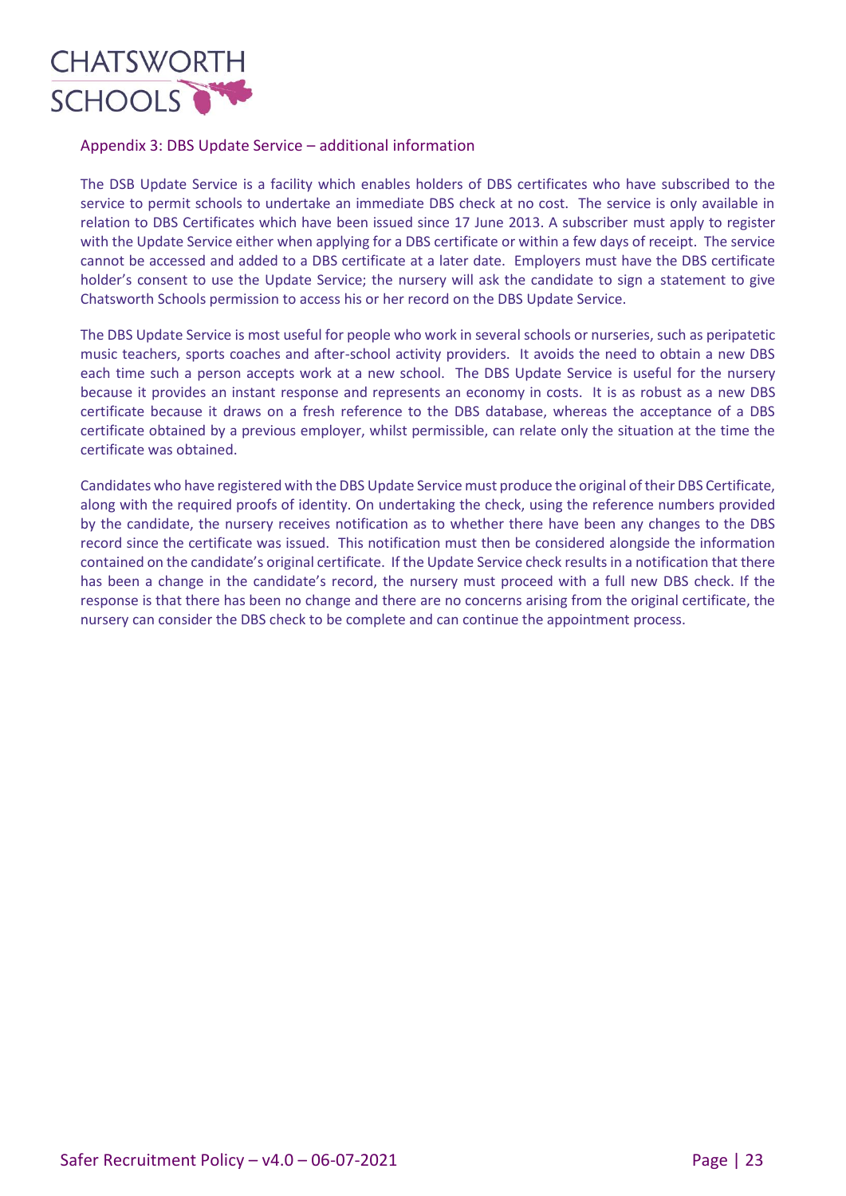## Appendix 3: DBS Update Service – additional information

The DSB Update Service is a facility which enables holders of DBS certificates who have subscribed to the service to permit schools to undertake an immediate DBS check at no cost. The service is only available in relation to DBS Certificates which have been issued since 17 June 2013. A subscriber must apply to register with the Update Service either when applying for a DBS certificate or within a few days of receipt. The service cannot be accessed and added to a DBS certificate at a later date. Employers must have the DBS certificate holder's consent to use the Update Service; the nursery will ask the candidate to sign a statement to give Chatsworth Schools permission to access his or her record on the DBS Update Service.

The DBS Update Service is most useful for people who work in several schools or nurseries, such as peripatetic music teachers, sports coaches and after-school activity providers. It avoids the need to obtain a new DBS each time such a person accepts work at a new school. The DBS Update Service is useful for the nursery because it provides an instant response and represents an economy in costs. It is as robust as a new DBS certificate because it draws on a fresh reference to the DBS database, whereas the acceptance of a DBS certificate obtained by a previous employer, whilst permissible, can relate only the situation at the time the certificate was obtained.

Candidates who have registered with the DBS Update Service must produce the original of their DBS Certificate, along with the required proofs of identity. On undertaking the check, using the reference numbers provided by the candidate, the nursery receives notification as to whether there have been any changes to the DBS record since the certificate was issued. This notification must then be considered alongside the information contained on the candidate's original certificate. If the Update Service check results in a notification that there has been a change in the candidate's record, the nursery must proceed with a full new DBS check. If the response is that there has been no change and there are no concerns arising from the original certificate, the nursery can consider the DBS check to be complete and can continue the appointment process.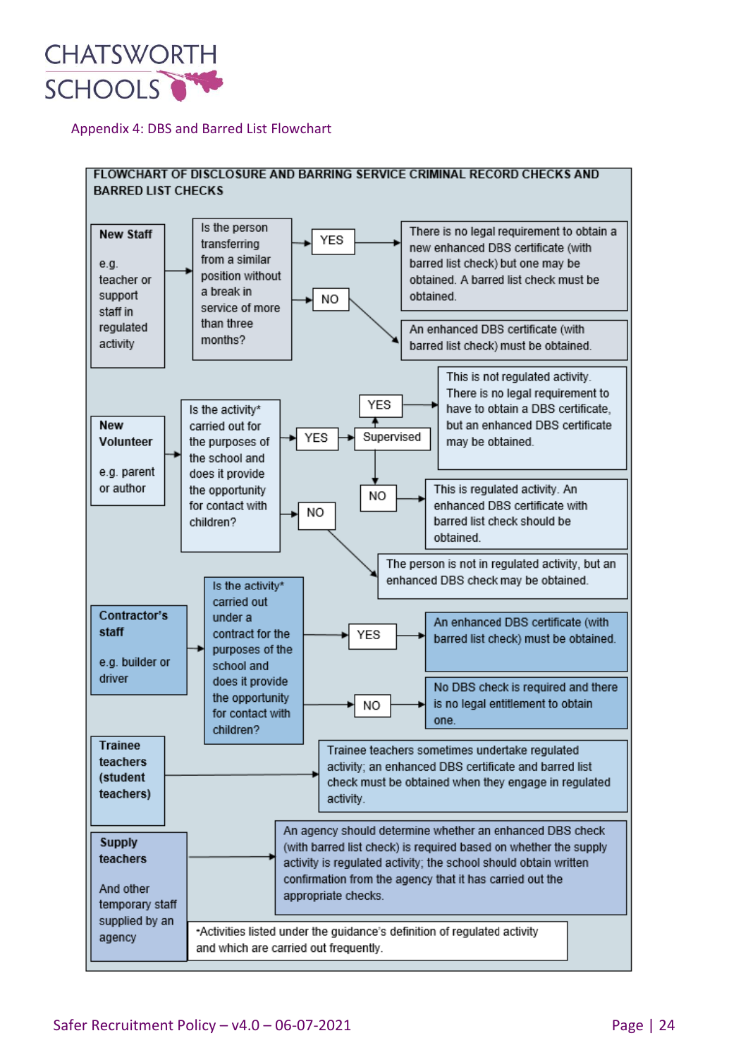## Appendix 4: DBS and Barred List Flowchart

**FLOWCHART OF DISCLOSURE AND BARRING SERVICE CRIMINAL RECORD CHECKS AND BARRED LIST CHECKS**

**New Staff**

e.g. teacher or support staff in regulated activity

→ Is the person transferring from a similar position without a break in service of more than three months?

- **YES** → There is no legal requirement to obtain a new enhanced DBS certificate (with barred list check) but one may be obtained. A barred list check must be obtained.
- **NO** → An enhanced DBS certificate (with barred list check) must be obtained.

**New Volunteer**

e.g. parent or author

→ Is the activity* carried out for the purposes of the school and does it provide the opportunity for contact with children?

- **YES** → Supervised
  - **YES** → This is not regulated activity. There is no legal requirement to have to obtain a DBS certificate, but an enhanced DBS certificate may be obtained.
  - **NO** → This is regulated activity. An enhanced DBS certificate with barred list check should be obtained.
- **NO** → The person is not in regulated activity, but an enhanced DBS check may be obtained.

**Contractor's staff**

e.g. builder or driver

→ Is the activity* carried out under a contract for the purposes of the school and does it provide the opportunity for contact with children?

- **YES** → An enhanced DBS certificate (with barred list check) must be obtained.
- **NO** → No DBS check is required and there is no legal entitlement to obtain one.

**Trainee teachers (student teachers)**

→ Trainee teachers sometimes undertake regulated activity; an enhanced DBS certificate and barred list check must be obtained when they engage in regulated activity.

**Supply teachers**

And other temporary staff supplied by an agency

→ An agency should determine whether an enhanced DBS check (with barred list check) is required based on whether the supply activity is regulated activity; the school should obtain written confirmation from the agency that it has carried out the appropriate checks.

*Activities listed under the guidance's definition of regulated activity and which are carried out frequently.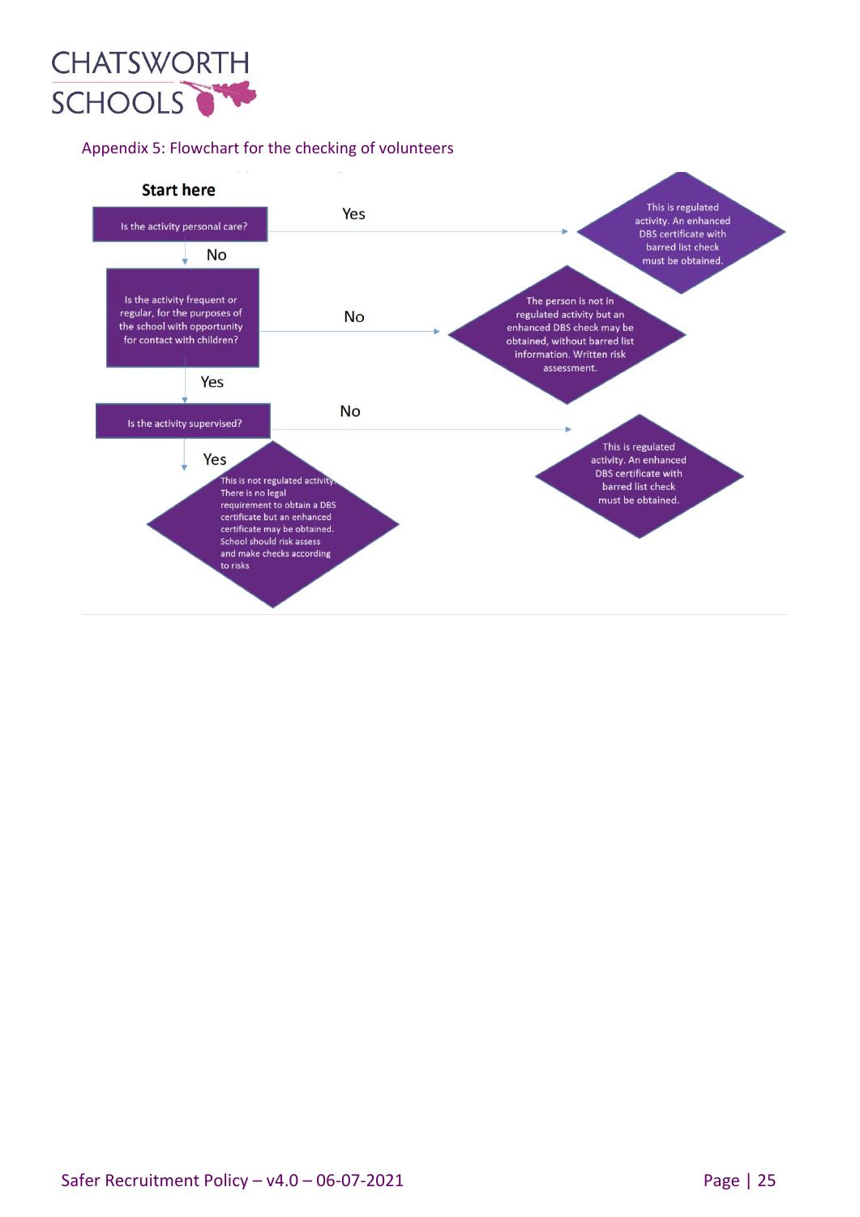## Appendix 5: Flowchart for the checking of volunteers

**Start here**

**Is the activity personal care?**

- **Yes** → This is regulated activity. An enhanced DBS certificate with barred list check must be obtained.
- **No** → go to next question.

**Is the activity frequent or regular, for the purposes of the school with opportunity for contact with children?**

- **No** → The person is not in regulated activity but an enhanced DBS check may be obtained, without barred list information. Written risk assessment.
- **Yes** → go to next question.

**Is the activity supervised?**

- **No** → This is regulated activity. An enhanced DBS certificate with barred list check must be obtained.
- **Yes** → This is not regulated activity. There is no legal requirement to obtain a DBS certificate but an enhanced certificate may be obtained. School should risk assess and make checks according to risks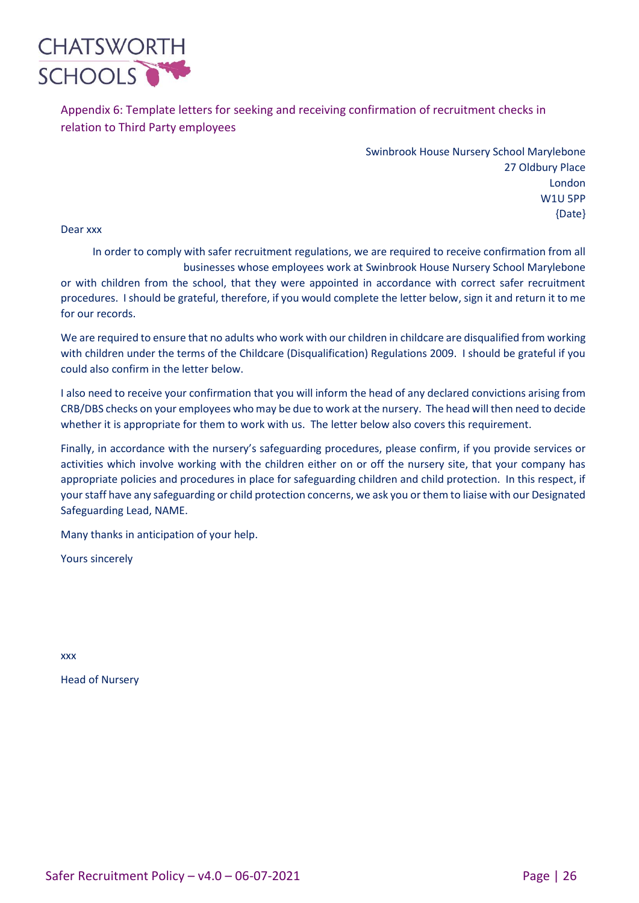CHATSWORTH SCHOOLS

## Appendix 6: Template letters for seeking and receiving confirmation of recruitment checks in relation to Third Party employees

Swinbrook House Nursery School Marylebone
27 Oldbury Place
London
W1U 5PP
{Date}

Dear xxx

In order to comply with safer recruitment regulations, we are required to receive confirmation from all businesses whose employees work at Swinbrook House Nursery School Marylebone or with children from the school, that they were appointed in accordance with correct safer recruitment procedures. I should be grateful, therefore, if you would complete the letter below, sign it and return it to me for our records.

We are required to ensure that no adults who work with our children in childcare are disqualified from working with children under the terms of the Childcare (Disqualification) Regulations 2009. I should be grateful if you could also confirm in the letter below.

I also need to receive your confirmation that you will inform the head of any declared convictions arising from CRB/DBS checks on your employees who may be due to work at the nursery. The head will then need to decide whether it is appropriate for them to work with us. The letter below also covers this requirement.

Finally, in accordance with the nursery's safeguarding procedures, please confirm, if you provide services or activities which involve working with the children either on or off the nursery site, that your company has appropriate policies and procedures in place for safeguarding children and child protection. In this respect, if your staff have any safeguarding or child protection concerns, we ask you or them to liaise with our Designated Safeguarding Lead, NAME.

Many thanks in anticipation of your help.

Yours sincerely

xxx

Head of Nursery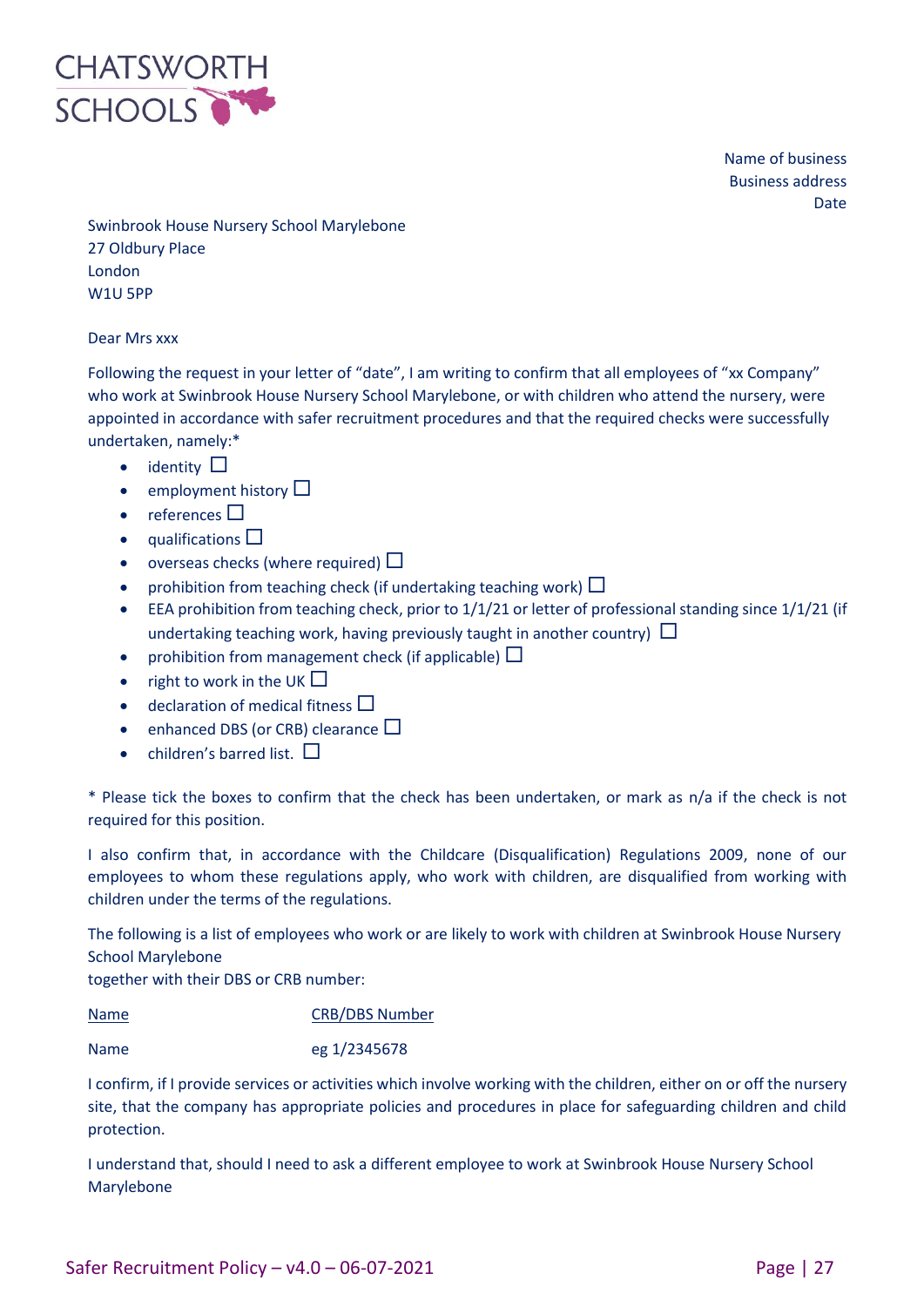CHATSWORTH SCHOOLS

Name of business
Business address
Date

Swinbrook House Nursery School Marylebone
27 Oldbury Place
London
W1U 5PP

Dear Mrs xxx

Following the request in your letter of "date", I am writing to confirm that all employees of "xx Company" who work at Swinbrook House Nursery School Marylebone, or with children who attend the nursery, were appointed in accordance with safer recruitment procedures and that the required checks were successfully undertaken, namely:*

- identity ☐
- employment history ☐
- references ☐
- qualifications ☐
- overseas checks (where required) ☐
- prohibition from teaching check (if undertaking teaching work) ☐
- EEA prohibition from teaching check, prior to 1/1/21 or letter of professional standing since 1/1/21 (if undertaking teaching work, having previously taught in another country) ☐
- prohibition from management check (if applicable) ☐
- right to work in the UK ☐
- declaration of medical fitness ☐
- enhanced DBS (or CRB) clearance ☐
- children's barred list. ☐

* Please tick the boxes to confirm that the check has been undertaken, or mark as n/a if the check is not required for this position.

I also confirm that, in accordance with the Childcare (Disqualification) Regulations 2009, none of our employees to whom these regulations apply, who work with children, are disqualified from working with children under the terms of the regulations.

The following is a list of employees who work or are likely to work with children at Swinbrook House Nursery School Marylebone
together with their DBS or CRB number:

| Name | CRB/DBS Number |
|---|---|
| Name | eg 1/2345678 |

I confirm, if I provide services or activities which involve working with the children, either on or off the nursery site, that the company has appropriate policies and procedures in place for safeguarding children and child protection.

I understand that, should I need to ask a different employee to work at Swinbrook House Nursery School Marylebone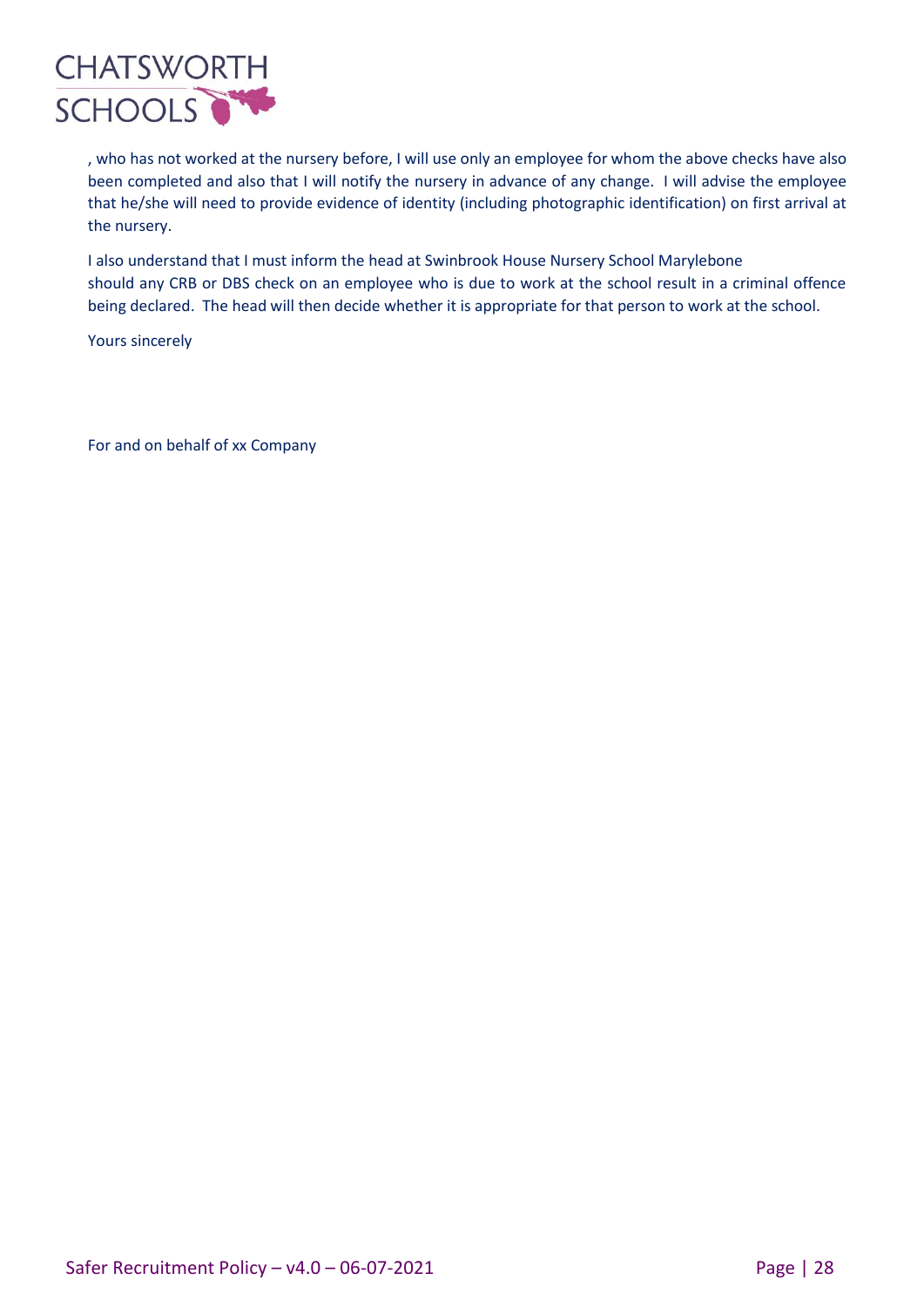, who has not worked at the nursery before, I will use only an employee for whom the above checks have also been completed and also that I will notify the nursery in advance of any change. I will advise the employee that he/she will need to provide evidence of identity (including photographic identification) on first arrival at the nursery.

I also understand that I must inform the head at Swinbrook House Nursery School Marylebone should any CRB or DBS check on an employee who is due to work at the school result in a criminal offence being declared. The head will then decide whether it is appropriate for that person to work at the school.

Yours sincerely

For and on behalf of xx Company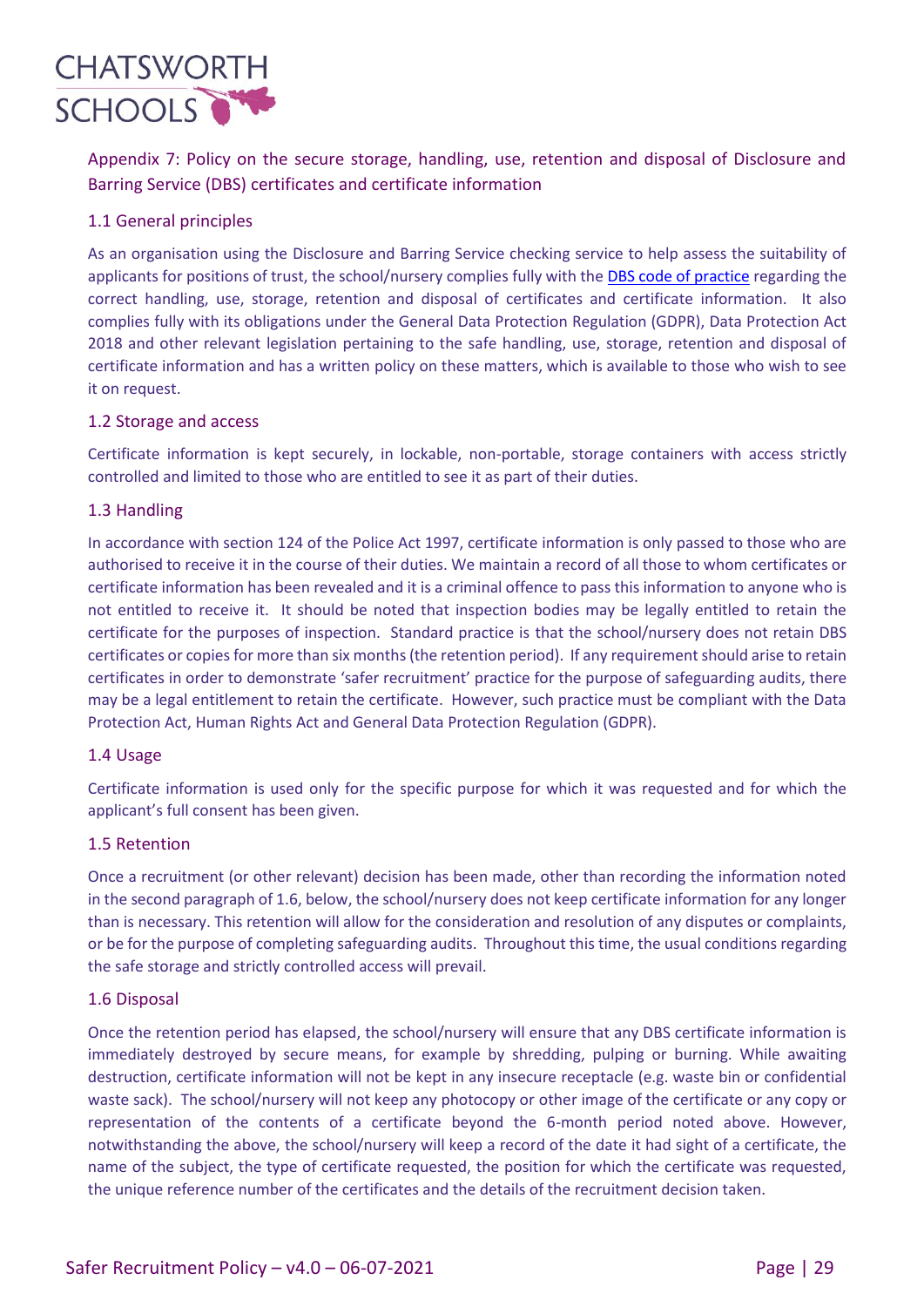## Appendix 7: Policy on the secure storage, handling, use, retention and disposal of Disclosure and Barring Service (DBS) certificates and certificate information

### 1.1 General principles

As an organisation using the Disclosure and Barring Service checking service to help assess the suitability of applicants for positions of trust, the school/nursery complies fully with the DBS code of practice regarding the correct handling, use, storage, retention and disposal of certificates and certificate information. It also complies fully with its obligations under the General Data Protection Regulation (GDPR), Data Protection Act 2018 and other relevant legislation pertaining to the safe handling, use, storage, retention and disposal of certificate information and has a written policy on these matters, which is available to those who wish to see it on request.

### 1.2 Storage and access

Certificate information is kept securely, in lockable, non-portable, storage containers with access strictly controlled and limited to those who are entitled to see it as part of their duties.

### 1.3 Handling

In accordance with section 124 of the Police Act 1997, certificate information is only passed to those who are authorised to receive it in the course of their duties. We maintain a record of all those to whom certificates or certificate information has been revealed and it is a criminal offence to pass this information to anyone who is not entitled to receive it. It should be noted that inspection bodies may be legally entitled to retain the certificate for the purposes of inspection. Standard practice is that the school/nursery does not retain DBS certificates or copies for more than six months (the retention period). If any requirement should arise to retain certificates in order to demonstrate 'safer recruitment' practice for the purpose of safeguarding audits, there may be a legal entitlement to retain the certificate. However, such practice must be compliant with the Data Protection Act, Human Rights Act and General Data Protection Regulation (GDPR).

### 1.4 Usage

Certificate information is used only for the specific purpose for which it was requested and for which the applicant's full consent has been given.

### 1.5 Retention

Once a recruitment (or other relevant) decision has been made, other than recording the information noted in the second paragraph of 1.6, below, the school/nursery does not keep certificate information for any longer than is necessary. This retention will allow for the consideration and resolution of any disputes or complaints, or be for the purpose of completing safeguarding audits. Throughout this time, the usual conditions regarding the safe storage and strictly controlled access will prevail.

### 1.6 Disposal

Once the retention period has elapsed, the school/nursery will ensure that any DBS certificate information is immediately destroyed by secure means, for example by shredding, pulping or burning. While awaiting destruction, certificate information will not be kept in any insecure receptacle (e.g. waste bin or confidential waste sack). The school/nursery will not keep any photocopy or other image of the certificate or any copy or representation of the contents of a certificate beyond the 6-month period noted above. However, notwithstanding the above, the school/nursery will keep a record of the date it had sight of a certificate, the name of the subject, the type of certificate requested, the position for which the certificate was requested, the unique reference number of the certificates and the details of the recruitment decision taken.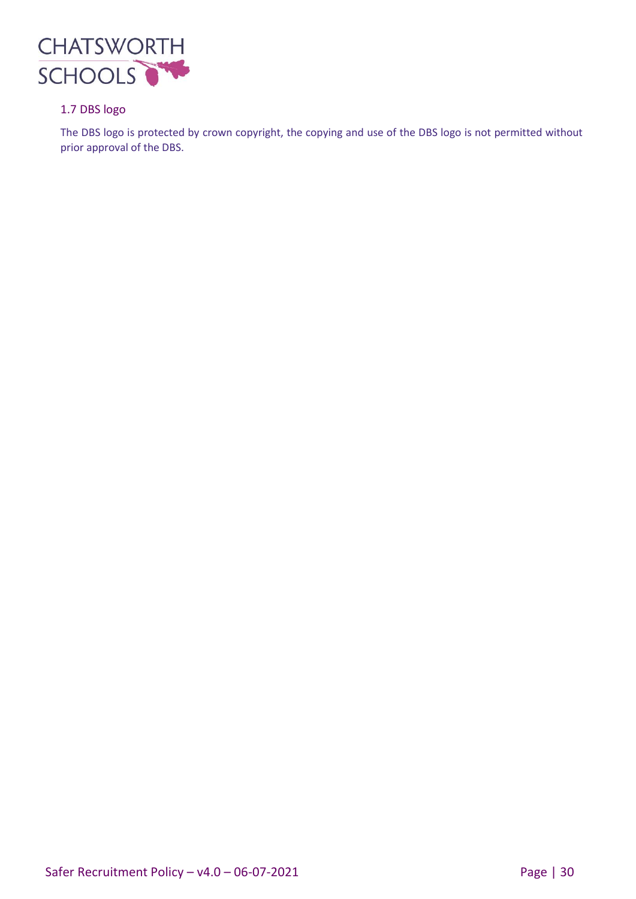### 1.7 DBS logo

The DBS logo is protected by crown copyright, the copying and use of the DBS logo is not permitted without prior approval of the DBS.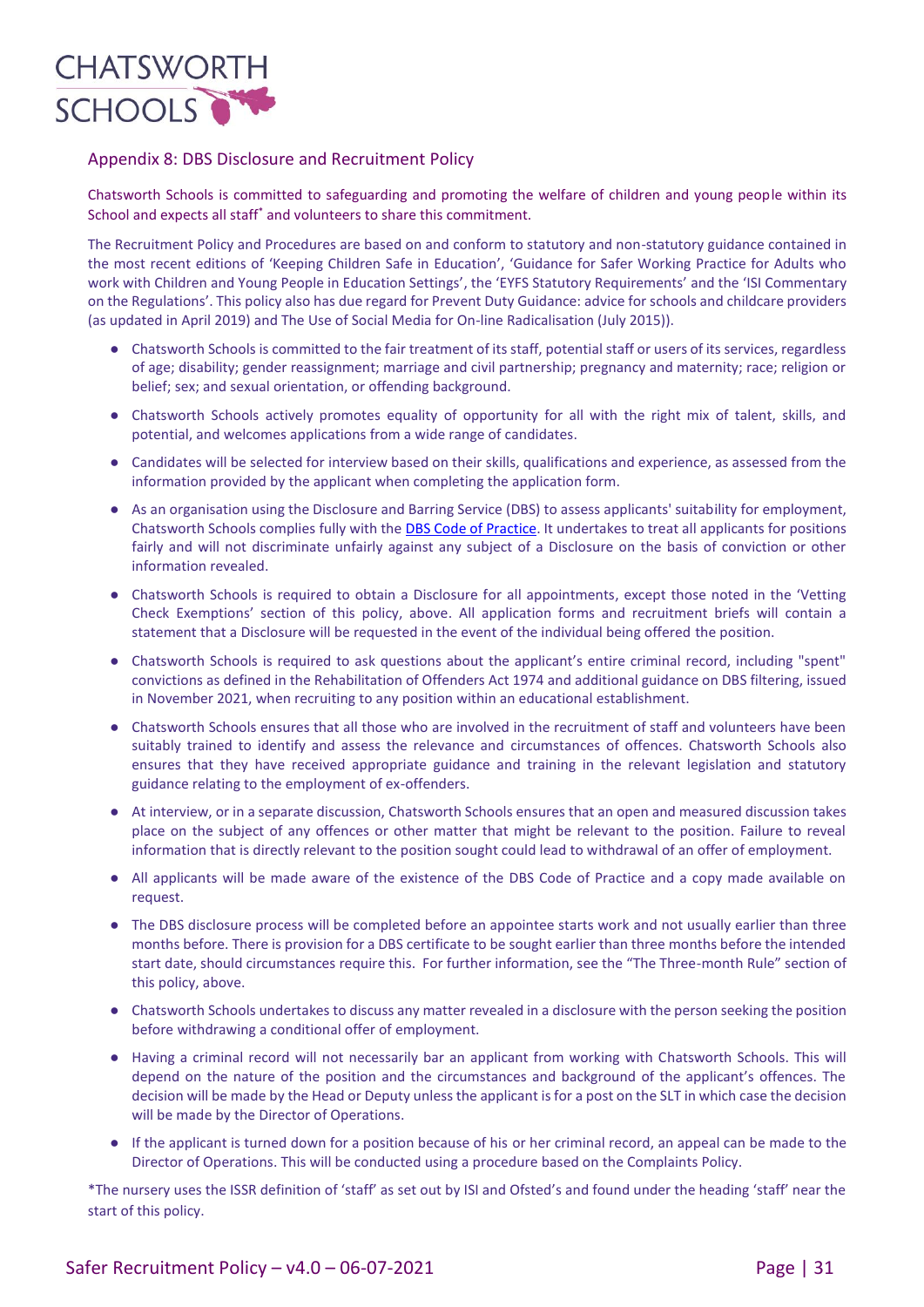## Appendix 8: DBS Disclosure and Recruitment Policy

Chatsworth Schools is committed to safeguarding and promoting the welfare of children and young people within its School and expects all staff* and volunteers to share this commitment.

The Recruitment Policy and Procedures are based on and conform to statutory and non-statutory guidance contained in the most recent editions of 'Keeping Children Safe in Education', 'Guidance for Safer Working Practice for Adults who work with Children and Young People in Education Settings', the 'EYFS Statutory Requirements' and the 'ISI Commentary on the Regulations'. This policy also has due regard for Prevent Duty Guidance: advice for schools and childcare providers (as updated in April 2019) and The Use of Social Media for On-line Radicalisation (July 2015)).

- Chatsworth Schools is committed to the fair treatment of its staff, potential staff or users of its services, regardless of age; disability; gender reassignment; marriage and civil partnership; pregnancy and maternity; race; religion or belief; sex; and sexual orientation, or offending background.
- Chatsworth Schools actively promotes equality of opportunity for all with the right mix of talent, skills, and potential, and welcomes applications from a wide range of candidates.
- Candidates will be selected for interview based on their skills, qualifications and experience, as assessed from the information provided by the applicant when completing the application form.
- As an organisation using the Disclosure and Barring Service (DBS) to assess applicants' suitability for employment, Chatsworth Schools complies fully with the [DBS Code of Practice](). It undertakes to treat all applicants for positions fairly and will not discriminate unfairly against any subject of a Disclosure on the basis of conviction or other information revealed.
- Chatsworth Schools is required to obtain a Disclosure for all appointments, except those noted in the 'Vetting Check Exemptions' section of this policy, above. All application forms and recruitment briefs will contain a statement that a Disclosure will be requested in the event of the individual being offered the position.
- Chatsworth Schools is required to ask questions about the applicant's entire criminal record, including "spent" convictions as defined in the Rehabilitation of Offenders Act 1974 and additional guidance on DBS filtering, issued in November 2021, when recruiting to any position within an educational establishment.
- Chatsworth Schools ensures that all those who are involved in the recruitment of staff and volunteers have been suitably trained to identify and assess the relevance and circumstances of offences. Chatsworth Schools also ensures that they have received appropriate guidance and training in the relevant legislation and statutory guidance relating to the employment of ex-offenders.
- At interview, or in a separate discussion, Chatsworth Schools ensures that an open and measured discussion takes place on the subject of any offences or other matter that might be relevant to the position. Failure to reveal information that is directly relevant to the position sought could lead to withdrawal of an offer of employment.
- All applicants will be made aware of the existence of the DBS Code of Practice and a copy made available on request.
- The DBS disclosure process will be completed before an appointee starts work and not usually earlier than three months before. There is provision for a DBS certificate to be sought earlier than three months before the intended start date, should circumstances require this. For further information, see the "The Three-month Rule" section of this policy, above.
- Chatsworth Schools undertakes to discuss any matter revealed in a disclosure with the person seeking the position before withdrawing a conditional offer of employment.
- Having a criminal record will not necessarily bar an applicant from working with Chatsworth Schools. This will depend on the nature of the position and the circumstances and background of the applicant's offences. The decision will be made by the Head or Deputy unless the applicant is for a post on the SLT in which case the decision will be made by the Director of Operations.
- If the applicant is turned down for a position because of his or her criminal record, an appeal can be made to the Director of Operations. This will be conducted using a procedure based on the Complaints Policy.

*The nursery uses the ISSR definition of 'staff' as set out by ISI and Ofsted's and found under the heading 'staff' near the start of this policy.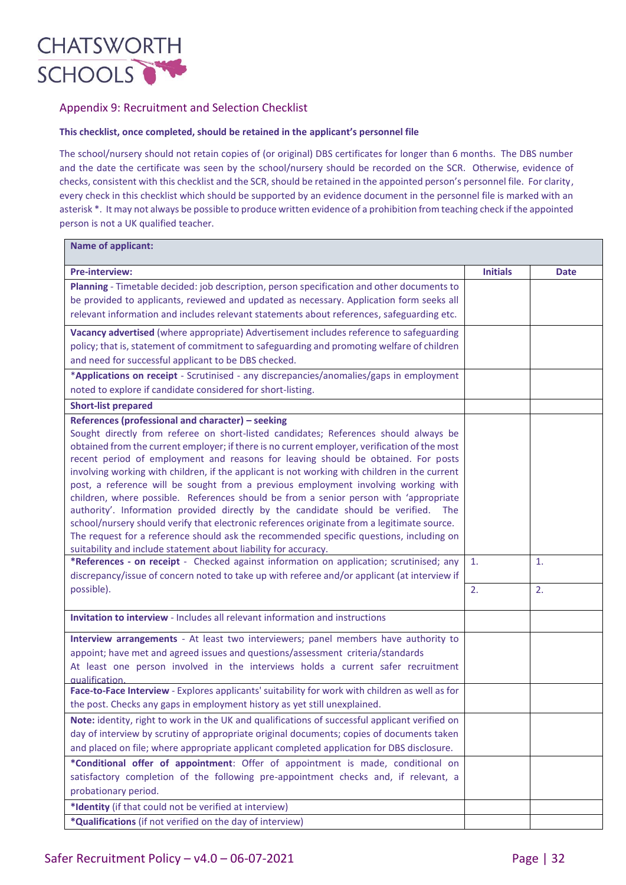## Appendix 9: Recruitment and Selection Checklist

**This checklist, once completed, should be retained in the applicant's personnel file**

The school/nursery should not retain copies of (or original) DBS certificates for longer than 6 months. The DBS number and the date the certificate was seen by the school/nursery should be recorded on the SCR. Otherwise, evidence of checks, consistent with this checklist and the SCR, should be retained in the appointed person's personnel file. For clarity, every check in this checklist which should be supported by an evidence document in the personnel file is marked with an asterisk *. It may not always be possible to produce written evidence of a prohibition from teaching check if the appointed person is not a UK qualified teacher.

| **Name of applicant:** | | |
|---|---|---|
| **Pre-interview:** | **Initials** | **Date** |
| **Planning** - Timetable decided: job description, person specification and other documents to be provided to applicants, reviewed and updated as necessary. Application form seeks all relevant information and includes relevant statements about references, safeguarding etc. | | |
| **Vacancy advertised** (where appropriate) Advertisement includes reference to safeguarding policy; that is, statement of commitment to safeguarding and promoting welfare of children and need for successful applicant to be DBS checked. | | |
| ***Applications on receipt** - Scrutinised - any discrepancies/anomalies/gaps in employment noted to explore if candidate considered for short-listing. | | |
| **Short-list prepared** | | |
| **References (professional and character) – seeking** Sought directly from referee on short-listed candidates; References should always be obtained from the current employer; if there is no current employer, verification of the most recent period of employment and reasons for leaving should be obtained. For posts involving working with children, if the applicant is not working with children in the current post, a reference will be sought from a previous employment involving working with children, where possible. References should be from a senior person with 'appropriate authority'. Information provided directly by the candidate should be verified. The school/nursery should verify that electronic references originate from a legitimate source. The request for a reference should ask the recommended specific questions, including on suitability and include statement about liability for accuracy. | | |
| ***References - on receipt** - Checked against information on application; scrutinised; any discrepancy/issue of concern noted to take up with referee and/or applicant (at interview if possible). | 1.<br>2. | 1.<br>2. |
| **Invitation to interview** - Includes all relevant information and instructions | | |
| **Interview arrangements** - At least two interviewers; panel members have authority to appoint; have met and agreed issues and questions/assessment criteria/standards At least one person involved in the interviews holds a current safer recruitment qualification. | | |
| **Face-to-Face Interview** - Explores applicants' suitability for work with children as well as for the post. Checks any gaps in employment history as yet still unexplained. | | |
| **Note:** identity, right to work in the UK and qualifications of successful applicant verified on day of interview by scrutiny of appropriate original documents; copies of documents taken and placed on file; where appropriate applicant completed application for DBS disclosure. | | |
| ***Conditional offer of appointment**: Offer of appointment is made, conditional on satisfactory completion of the following pre-appointment checks and, if relevant, a probationary period. | | |
| ***Identity** (if that could not be verified at interview) | | |
| ***Qualifications** (if not verified on the day of interview) | | |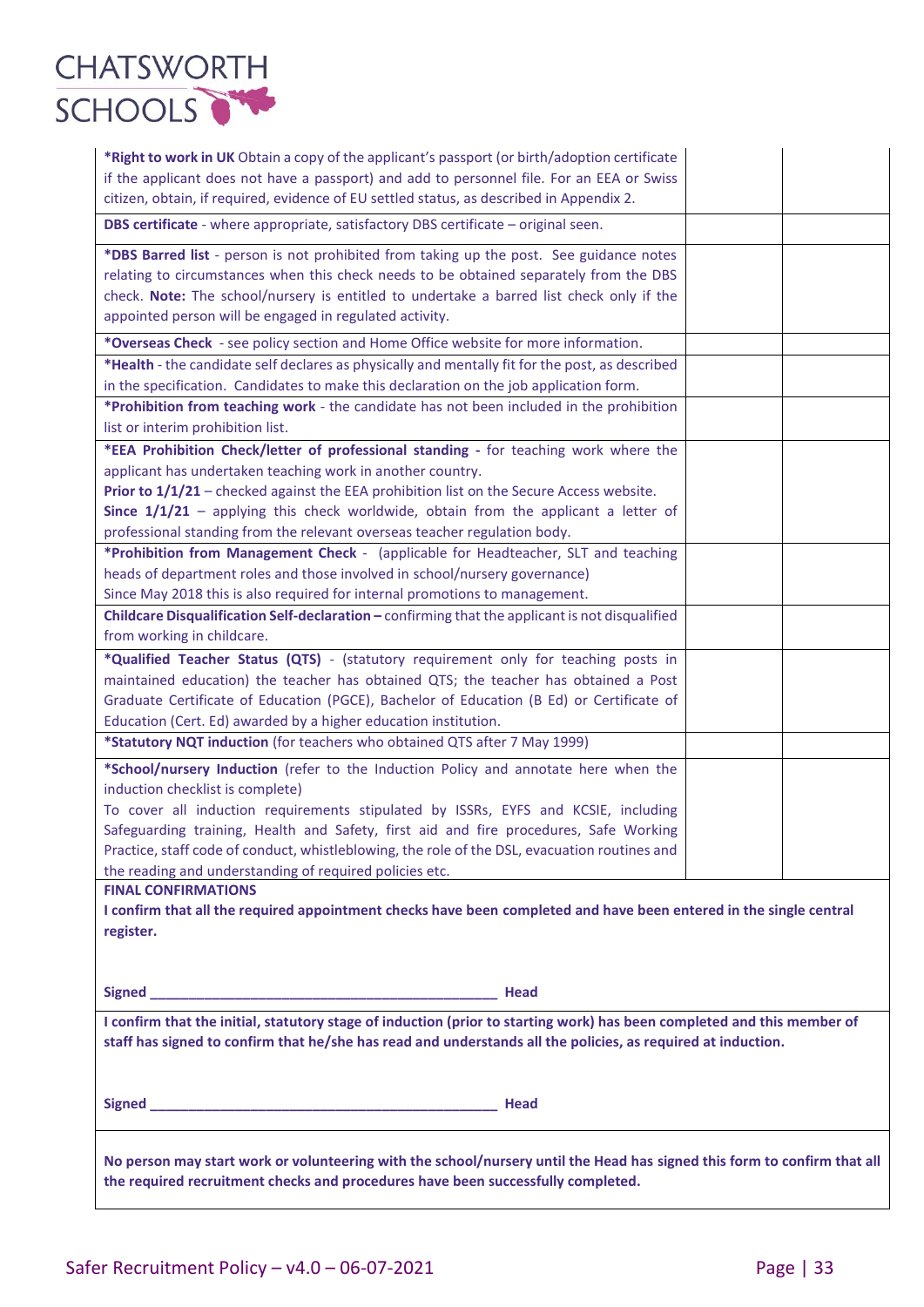| | | |
|---|---|---|
| ***Right to work in UK** Obtain a copy of the applicant's passport (or birth/adoption certificate if the applicant does not have a passport) and add to personnel file. For an EEA or Swiss citizen, obtain, if required, evidence of EU settled status, as described in Appendix 2. | | |
| **DBS certificate** - where appropriate, satisfactory DBS certificate – original seen. | | |
| ***DBS Barred list** - person is not prohibited from taking up the post. See guidance notes relating to circumstances when this check needs to be obtained separately from the DBS check. **Note:** The school/nursery is entitled to undertake a barred list check only if the appointed person will be engaged in regulated activity. | | |
| ***Overseas Check** - see policy section and Home Office website for more information. | | |
| ***Health** - the candidate self declares as physically and mentally fit for the post, as described in the specification. Candidates to make this declaration on the job application form. | | |
| ***Prohibition from teaching work** - the candidate has not been included in the prohibition list or interim prohibition list. | | |
| ***EEA Prohibition Check/letter of professional standing -** for teaching work where the applicant has undertaken teaching work in another country.<br>**Prior to 1/1/21** – checked against the EEA prohibition list on the Secure Access website.<br>**Since 1/1/21** – applying this check worldwide, obtain from the applicant a letter of professional standing from the relevant overseas teacher regulation body. | | |
| ***Prohibition from Management Check** - (applicable for Headteacher, SLT and teaching heads of department roles and those involved in school/nursery governance)<br>Since May 2018 this is also required for internal promotions to management. | | |
| **Childcare Disqualification Self-declaration –** confirming that the applicant is not disqualified from working in childcare. | | |
| ***Qualified Teacher Status (QTS)** - (statutory requirement only for teaching posts in maintained education) the teacher has obtained QTS; the teacher has obtained a Post Graduate Certificate of Education (PGCE), Bachelor of Education (B Ed) or Certificate of Education (Cert. Ed) awarded by a higher education institution. | | |
| ***Statutory NQT induction** (for teachers who obtained QTS after 7 May 1999) | | |
| ***School/nursery Induction** (refer to the Induction Policy and annotate here when the induction checklist is complete)<br>To cover all induction requirements stipulated by ISSRs, EYFS and KCSIE, including Safeguarding training, Health and Safety, first aid and fire procedures, Safe Working Practice, staff code of conduct, whistleblowing, the role of the DSL, evacuation routines and the reading and understanding of required policies etc. | | |

**FINAL CONFIRMATIONS**

**I confirm that all the required appointment checks have been completed and have been entered in the single central register.**

**Signed _____________________________________________ Head**

**I confirm that the initial, statutory stage of induction (prior to starting work) has been completed and this member of staff has signed to confirm that he/she has read and understands all the policies, as required at induction.**

**Signed _____________________________________________ Head**

**No person may start work or volunteering with the school/nursery until the Head has signed this form to confirm that all the required recruitment checks and procedures have been successfully completed.**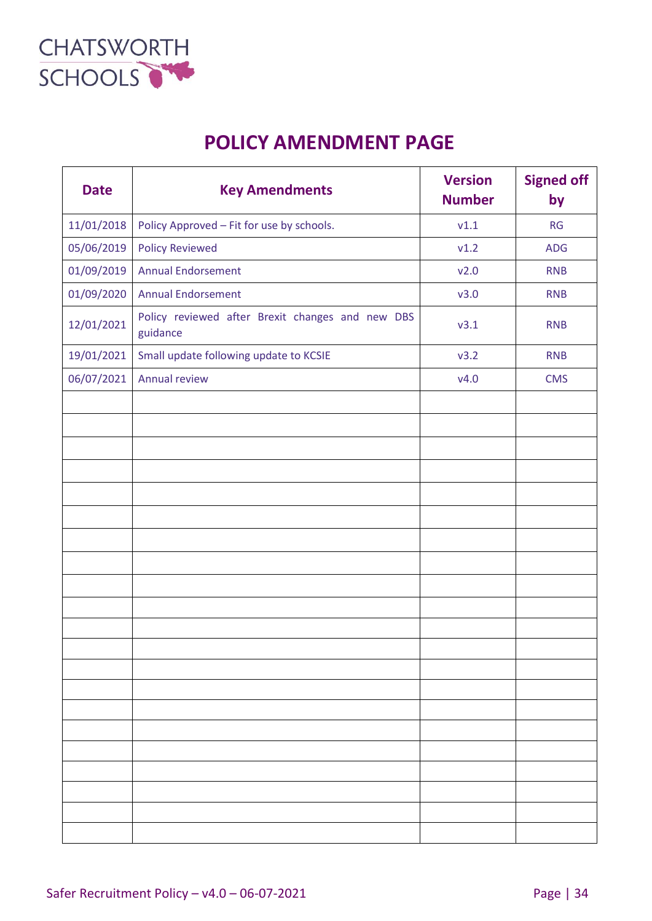# POLICY AMENDMENT PAGE

| Date | Key Amendments | Version Number | Signed off by |
|---|---|---|---|
| 11/01/2018 | Policy Approved – Fit for use by schools. | v1.1 | RG |
| 05/06/2019 | Policy Reviewed | v1.2 | ADG |
| 01/09/2019 | Annual Endorsement | v2.0 | RNB |
| 01/09/2020 | Annual Endorsement | v3.0 | RNB |
| 12/01/2021 | Policy reviewed after Brexit changes and new DBS guidance | v3.1 | RNB |
| 19/01/2021 | Small update following update to KCSIE | v3.2 | RNB |
| 06/07/2021 | Annual review | v4.0 | CMS |
| | | | |
| | | | |
| | | | |
| | | | |
| | | | |
| | | | |
| | | | |
| | | | |
| | | | |
| | | | |
| | | | |
| | | | |
| | | | |
| | | | |
| | | | |
| | | | |
| | | | |
| | | | |
| | | | |
| | | | |
| | | | |